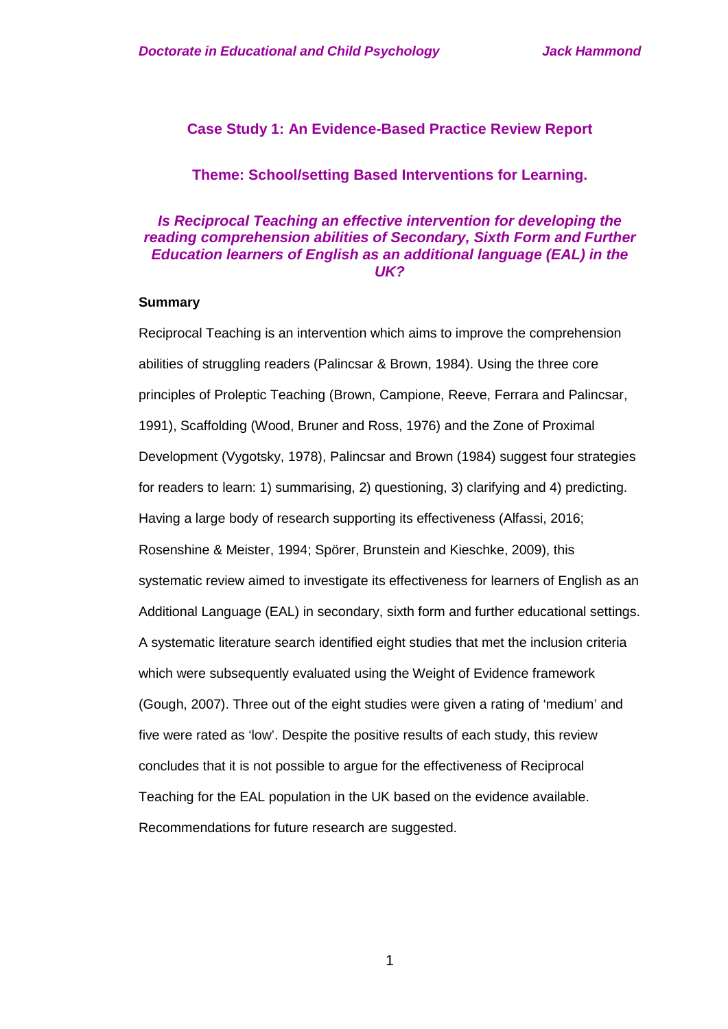## Case Study 1: An Evidence-Based Practice Review Report

### Theme: School/setting Based Interventions for Learning.

### *Is Reciprocal Teaching an effective intervention for developing the reading comprehension abilities of Secondary, Sixth Form and Further Education learners of English as an additional language (EAL) in the UK?*

**Summary**

Reciprocal Teaching is an intervention which aims to improve the comprehension abilities of struggling readers (Palincsar & Brown, 1984). Using the three core principles of Proleptic Teaching (Brown, Campione, Reeve, Ferrara and Palincsar, 1991), Scaffolding (Wood, Bruner and Ross, 1976) and the Zone of Proximal Development (Vygotsky, 1978), Palincsar and Brown (1984) suggest four strategies for readers to learn: 1) summarising, 2) questioning, 3) clarifying and 4) predicting. Having a large body of research supporting its effectiveness (Alfassi, 2016; Rosenshine & Meister, 1994; Spörer, Brunstein and Kieschke, 2009), this systematic review aimed to investigate its effectiveness for learners of English as an Additional Language (EAL) in secondary, sixth form and further educational settings. A systematic literature search identified eight studies that met the inclusion criteria which were subsequently evaluated using the Weight of Evidence framework (Gough, 2007). Three out of the eight studies were given a rating of 'medium' and five were rated as 'low'. Despite the positive results of each study, this review concludes that it is not possible to argue for the effectiveness of Reciprocal Teaching for the EAL population in the UK based on the evidence available. Recommendations for future research are suggested.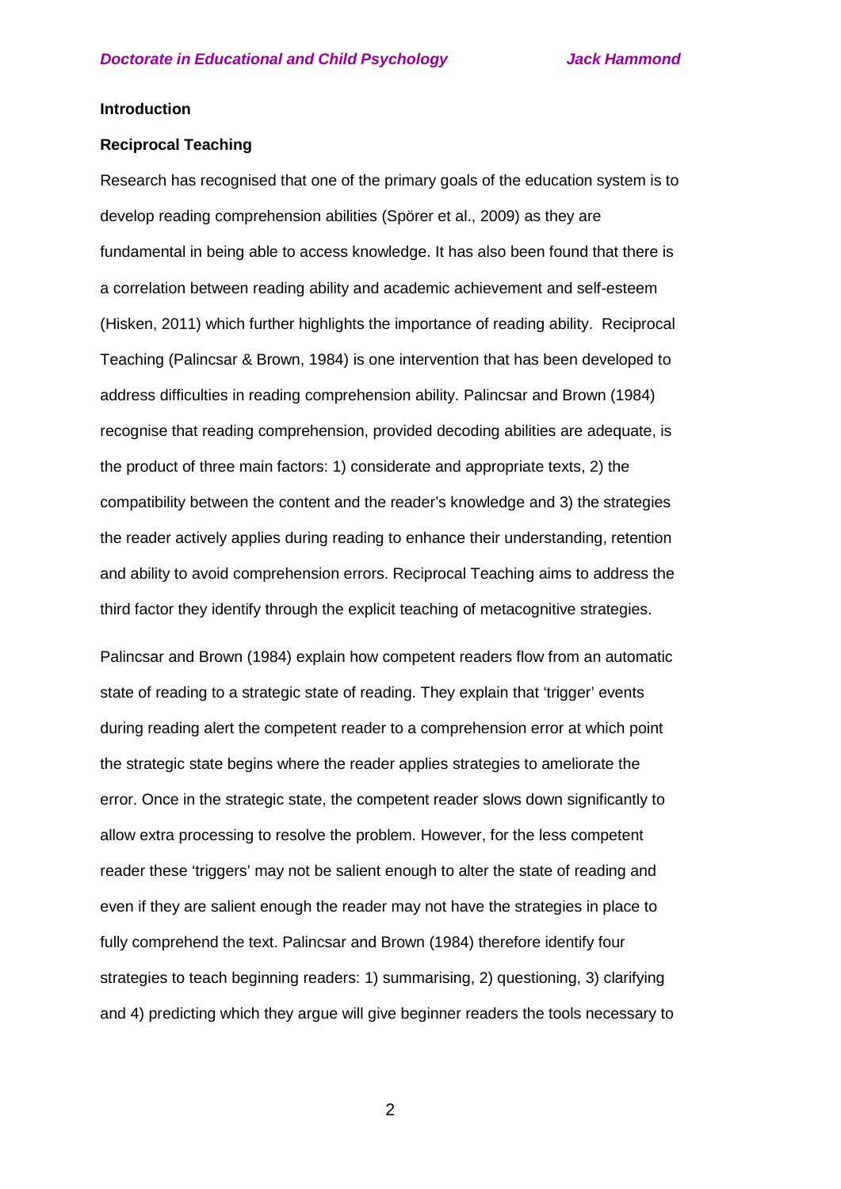## Introduction

### Reciprocal Teaching

Research has recognised that one of the primary goals of the education system is to develop reading comprehension abilities (Spörer et al., 2009) as they are fundamental in being able to access knowledge. It has also been found that there is a correlation between reading ability and academic achievement and self-esteem (Hisken, 2011) which further highlights the importance of reading ability. Reciprocal Teaching (Palincsar & Brown, 1984) is one intervention that has been developed to address difficulties in reading comprehension ability. Palincsar and Brown (1984) recognise that reading comprehension, provided decoding abilities are adequate, is the product of three main factors: 1) considerate and appropriate texts, 2) the compatibility between the content and the reader's knowledge and 3) the strategies the reader actively applies during reading to enhance their understanding, retention and ability to avoid comprehension errors. Reciprocal Teaching aims to address the third factor they identify through the explicit teaching of metacognitive strategies.

Palincsar and Brown (1984) explain how competent readers flow from an automatic state of reading to a strategic state of reading. They explain that 'trigger' events during reading alert the competent reader to a comprehension error at which point the strategic state begins where the reader applies strategies to ameliorate the error. Once in the strategic state, the competent reader slows down significantly to allow extra processing to resolve the problem. However, for the less competent reader these 'triggers' may not be salient enough to alter the state of reading and even if they are salient enough the reader may not have the strategies in place to fully comprehend the text. Palincsar and Brown (1984) therefore identify four strategies to teach beginning readers: 1) summarising, 2) questioning, 3) clarifying and 4) predicting which they argue will give beginner readers the tools necessary to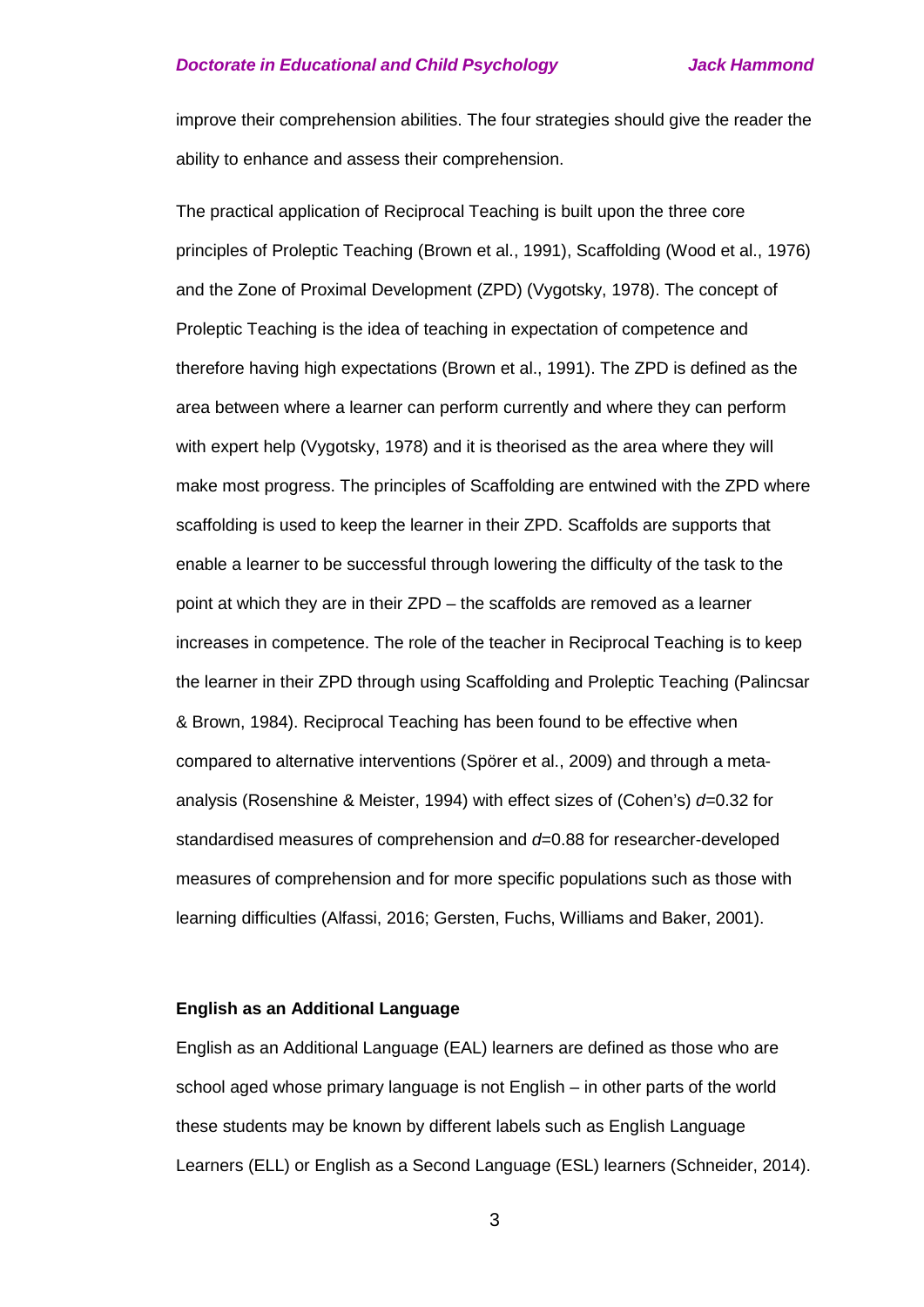improve their comprehension abilities. The four strategies should give the reader the ability to enhance and assess their comprehension.

The practical application of Reciprocal Teaching is built upon the three core principles of Proleptic Teaching (Brown et al., 1991), Scaffolding (Wood et al., 1976) and the Zone of Proximal Development (ZPD) (Vygotsky, 1978). The concept of Proleptic Teaching is the idea of teaching in expectation of competence and therefore having high expectations (Brown et al., 1991). The ZPD is defined as the area between where a learner can perform currently and where they can perform with expert help (Vygotsky, 1978) and it is theorised as the area where they will make most progress. The principles of Scaffolding are entwined with the ZPD where scaffolding is used to keep the learner in their ZPD. Scaffolds are supports that enable a learner to be successful through lowering the difficulty of the task to the point at which they are in their ZPD – the scaffolds are removed as a learner increases in competence. The role of the teacher in Reciprocal Teaching is to keep the learner in their ZPD through using Scaffolding and Proleptic Teaching (Palincsar & Brown, 1984). Reciprocal Teaching has been found to be effective when compared to alternative interventions (Spörer et al., 2009) and through a meta-analysis (Rosenshine & Meister, 1994) with effect sizes of (Cohen's) $d$=0.32 for standardised measures of comprehension and $d$=0.88 for researcher-developed measures of comprehension and for more specific populations such as those with learning difficulties (Alfassi, 2016; Gersten, Fuchs, Williams and Baker, 2001).

**English as an Additional Language**

English as an Additional Language (EAL) learners are defined as those who are school aged whose primary language is not English – in other parts of the world these students may be known by different labels such as English Language Learners (ELL) or English as a Second Language (ESL) learners (Schneider, 2014).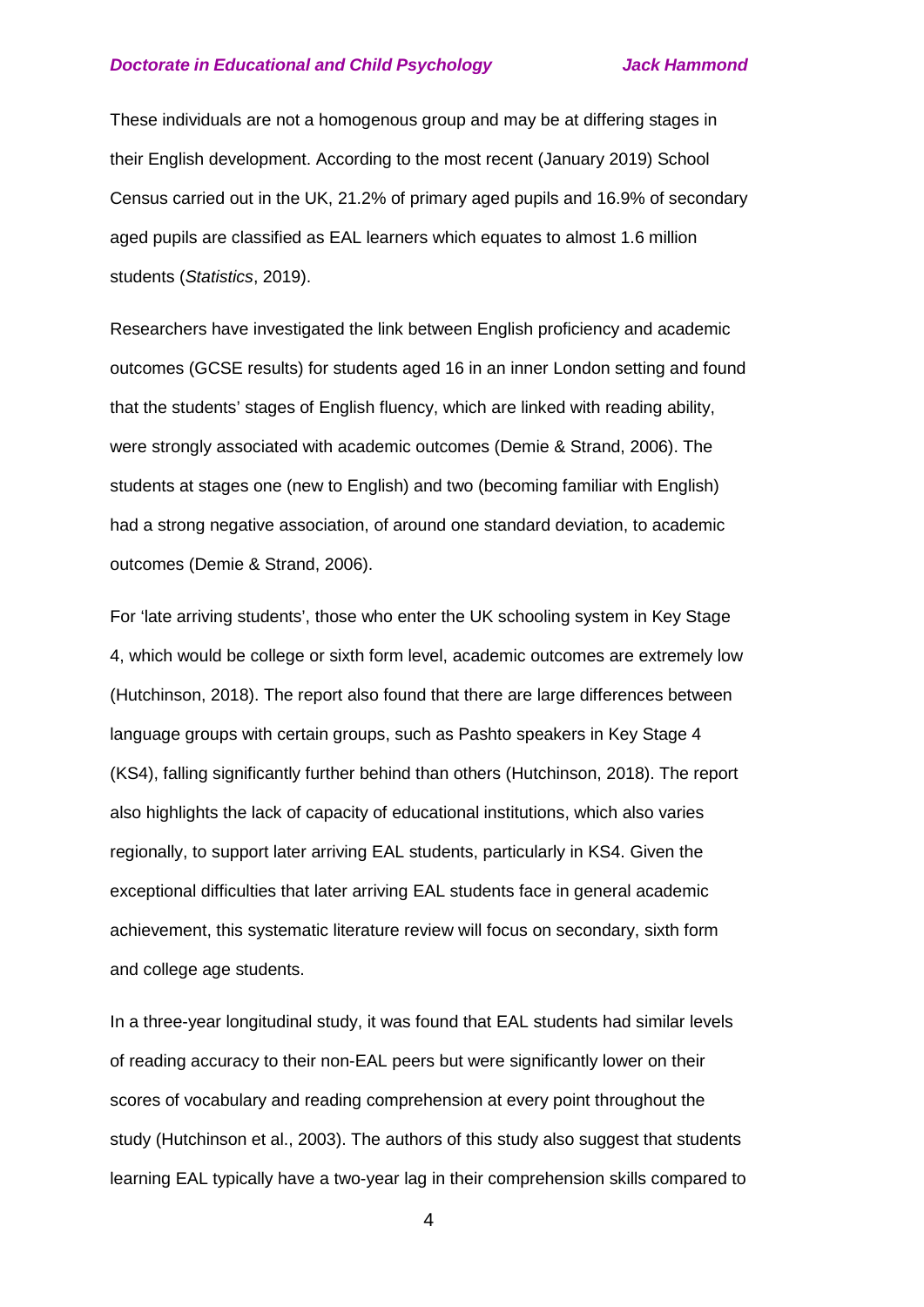These individuals are not a homogenous group and may be at differing stages in their English development. According to the most recent (January 2019) School Census carried out in the UK, 21.2% of primary aged pupils and 16.9% of secondary aged pupils are classified as EAL learners which equates to almost 1.6 million students (*Statistics*, 2019).

Researchers have investigated the link between English proficiency and academic outcomes (GCSE results) for students aged 16 in an inner London setting and found that the students' stages of English fluency, which are linked with reading ability, were strongly associated with academic outcomes (Demie & Strand, 2006). The students at stages one (new to English) and two (becoming familiar with English) had a strong negative association, of around one standard deviation, to academic outcomes (Demie & Strand, 2006).

For 'late arriving students', those who enter the UK schooling system in Key Stage 4, which would be college or sixth form level, academic outcomes are extremely low (Hutchinson, 2018). The report also found that there are large differences between language groups with certain groups, such as Pashto speakers in Key Stage 4 (KS4), falling significantly further behind than others (Hutchinson, 2018). The report also highlights the lack of capacity of educational institutions, which also varies regionally, to support later arriving EAL students, particularly in KS4. Given the exceptional difficulties that later arriving EAL students face in general academic achievement, this systematic literature review will focus on secondary, sixth form and college age students.

In a three-year longitudinal study, it was found that EAL students had similar levels of reading accuracy to their non-EAL peers but were significantly lower on their scores of vocabulary and reading comprehension at every point throughout the study (Hutchinson et al., 2003). The authors of this study also suggest that students learning EAL typically have a two-year lag in their comprehension skills compared to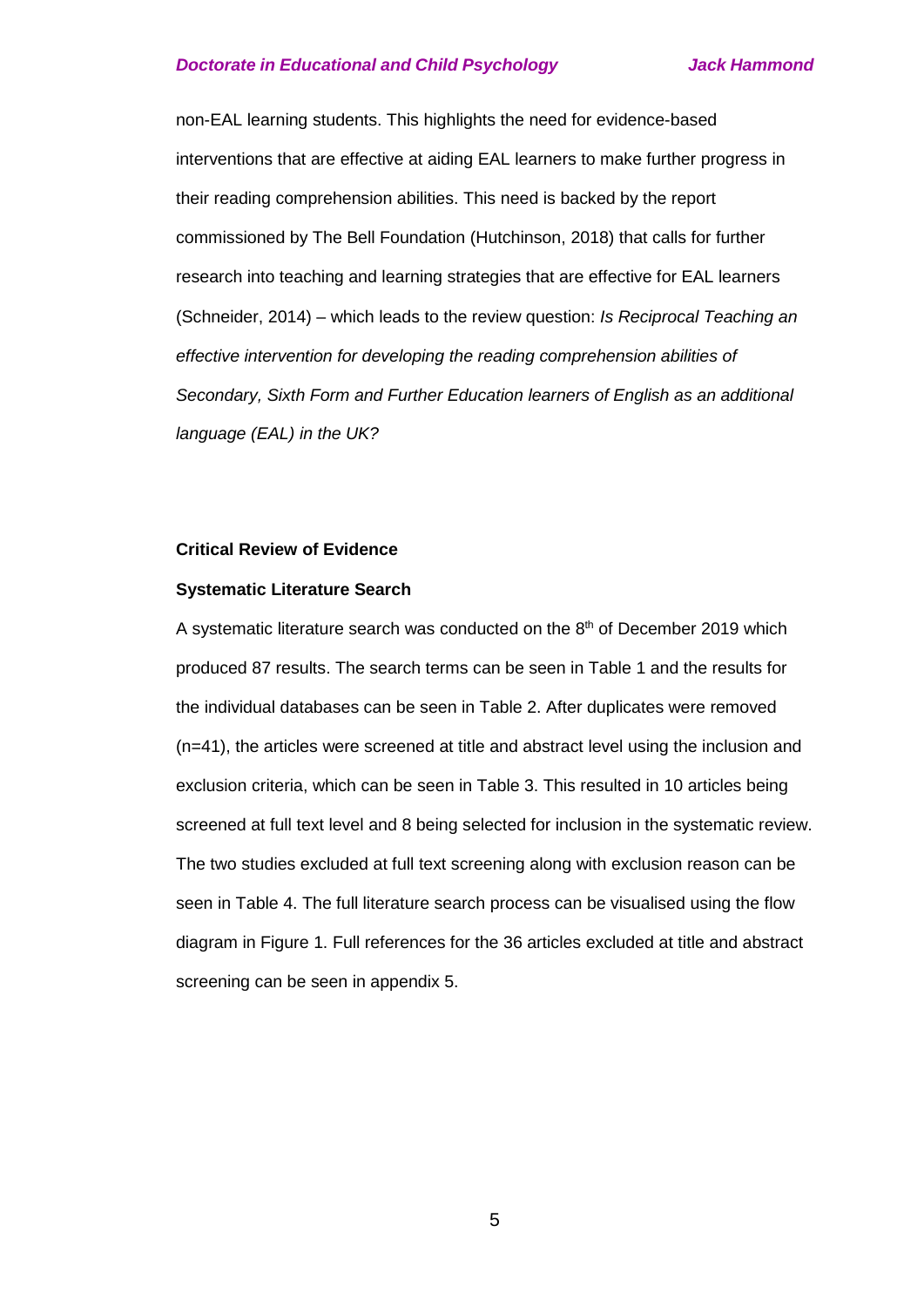non-EAL learning students. This highlights the need for evidence-based interventions that are effective at aiding EAL learners to make further progress in their reading comprehension abilities. This need is backed by the report commissioned by The Bell Foundation (Hutchinson, 2018) that calls for further research into teaching and learning strategies that are effective for EAL learners (Schneider, 2014) – which leads to the review question: *Is Reciprocal Teaching an effective intervention for developing the reading comprehension abilities of Secondary, Sixth Form and Further Education learners of English as an additional language (EAL) in the UK?*

## Critical Review of Evidence

### Systematic Literature Search

A systematic literature search was conducted on the 8th of December 2019 which produced 87 results. The search terms can be seen in Table 1 and the results for the individual databases can be seen in Table 2. After duplicates were removed (n=41), the articles were screened at title and abstract level using the inclusion and exclusion criteria, which can be seen in Table 3. This resulted in 10 articles being screened at full text level and 8 being selected for inclusion in the systematic review. The two studies excluded at full text screening along with exclusion reason can be seen in Table 4. The full literature search process can be visualised using the flow diagram in Figure 1. Full references for the 36 articles excluded at title and abstract screening can be seen in appendix 5.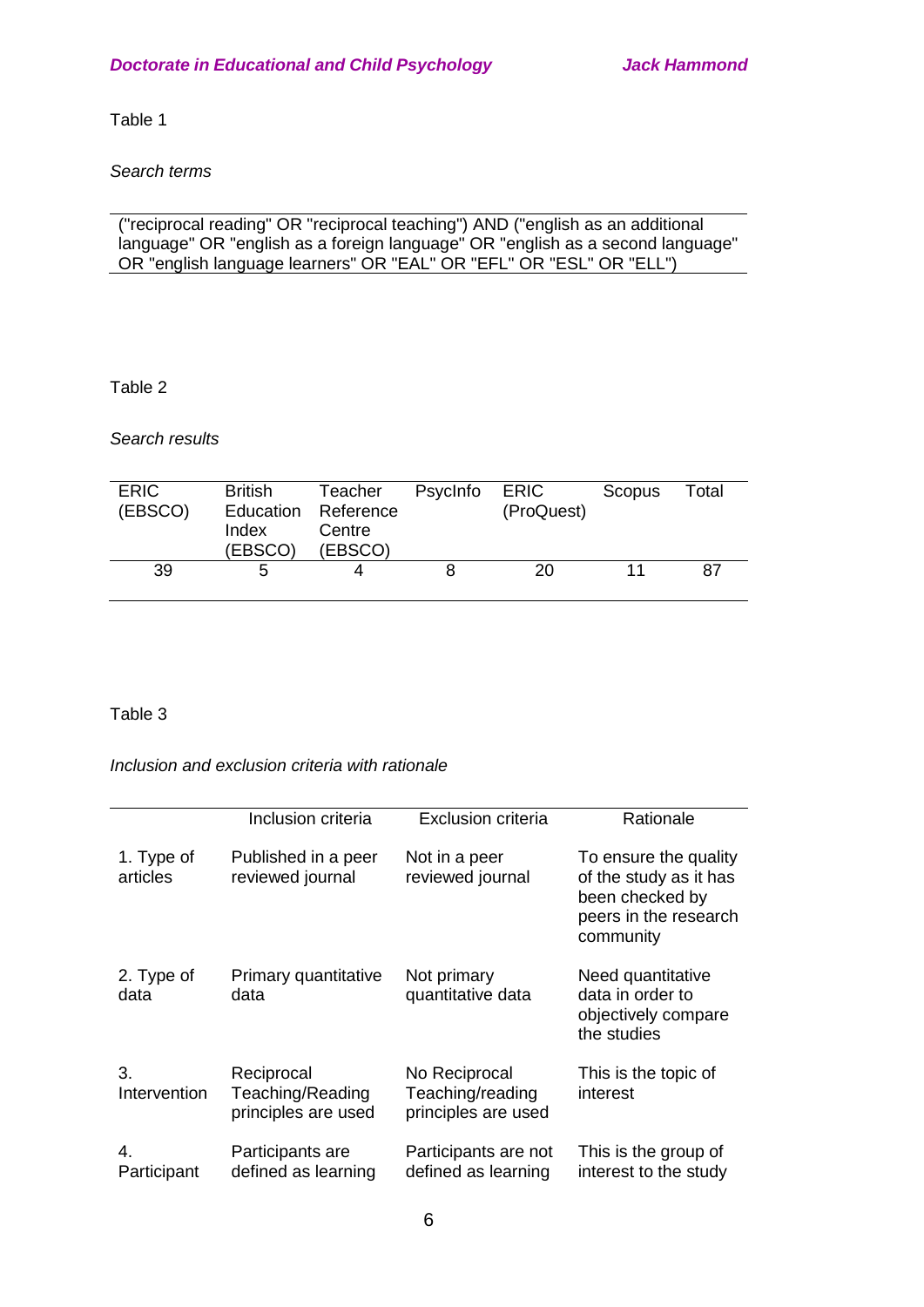Table 1

*Search terms*

| ("reciprocal reading" OR "reciprocal teaching") AND ("english as an additional language" OR "english as a foreign language" OR "english as a second language" OR "english language learners" OR "EAL" OR "EFL" OR "ESL" OR "ELL") |
|---|

Table 2

*Search results*

| ERIC (EBSCO) | British Education Index (EBSCO) | Teacher Reference Centre (EBSCO) | PsycInfo | ERIC (ProQuest) | Scopus | Total |
|---|---|---|---|---|---|---|
| 39 | 5 | 4 | 8 | 20 | 11 | 87 |

Table 3

*Inclusion and exclusion criteria with rationale*

| | Inclusion criteria | Exclusion criteria | Rationale |
|---|---|---|---|
| 1. Type of articles | Published in a peer reviewed journal | Not in a peer reviewed journal | To ensure the quality of the study as it has been checked by peers in the research community |
| 2. Type of data | Primary quantitative data | Not primary quantitative data | Need quantitative data in order to objectively compare the studies |
| 3. Intervention | Reciprocal Teaching/Reading principles are used | No Reciprocal Teaching/reading principles are used | This is the topic of interest |
| 4. Participant | Participants are defined as learning | Participants are not defined as learning | This is the group of interest to the study |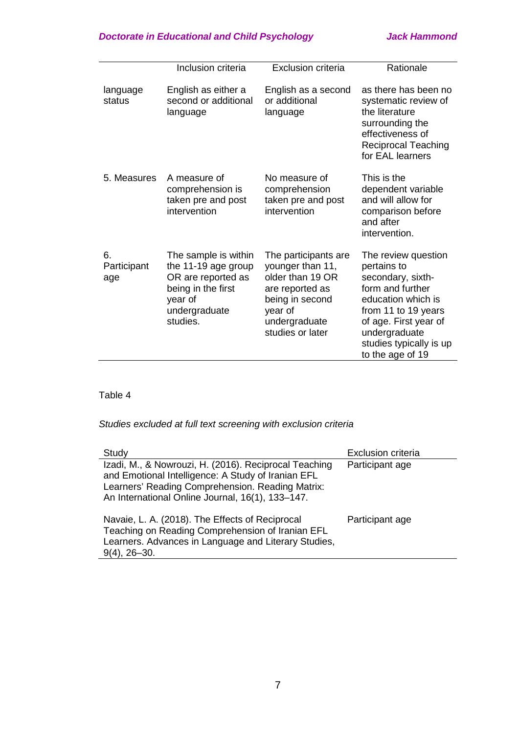| | Inclusion criteria | Exclusion criteria | Rationale |
|---|---|---|---|
| language status | English as either a second or additional language | English as a second or additional language | as there has been no systematic review of the literature surrounding the effectiveness of Reciprocal Teaching for EAL learners |
| 5. Measures | A measure of comprehension is taken pre and post intervention | No measure of comprehension taken pre and post intervention | This is the dependent variable and will allow for comparison before and after intervention. |
| 6. Participant age | The sample is within the 11-19 age group OR are reported as being in the first year of undergraduate studies. | The participants are younger than 11, older than 19 OR are reported as being in second year of undergraduate studies or later | The review question pertains to secondary, sixth-form and further education which is from 11 to 19 years of age. First year of undergraduate studies typically is up to the age of 19 |

Table 4

*Studies excluded at full text screening with exclusion criteria*

| Study | Exclusion criteria |
|---|---|
| Izadi, M., & Nowrouzi, H. (2016). Reciprocal Teaching and Emotional Intelligence: A Study of Iranian EFL Learners' Reading Comprehension. Reading Matrix: An International Online Journal, 16(1), 133–147. | Participant age |
| Navaie, L. A. (2018). The Effects of Reciprocal Teaching on Reading Comprehension of Iranian EFL Learners. Advances in Language and Literary Studies, 9(4), 26–30. | Participant age |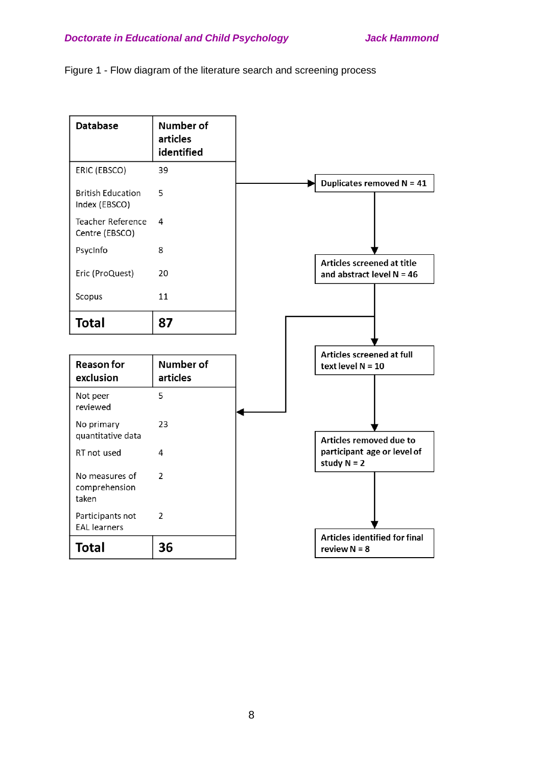Figure 1 - Flow diagram of the literature search and screening process

| Database | Number of articles identified |
| --- | --- |
| ERIC (EBSCO) | 39 |
| British Education Index (EBSCO) | 5 |
| Teacher Reference Centre (EBSCO) | 4 |
| PsycInfo | 8 |
| Eric (ProQuest) | 20 |
| Scopus | 11 |
| **Total** | **87** |

Duplicates removed N = 41

Articles screened at title and abstract level N = 46

Articles screened at full text level N = 10

Articles removed due to participant age or level of study N = 2

Articles identified for final review N = 8

| Reason for exclusion | Number of articles |
| --- | --- |
| Not peer reviewed | 5 |
| No primary quantitative data | 23 |
| RT not used | 4 |
| No measures of comprehension taken | 2 |
| Participants not EAL learners | 2 |
| **Total** | **36** |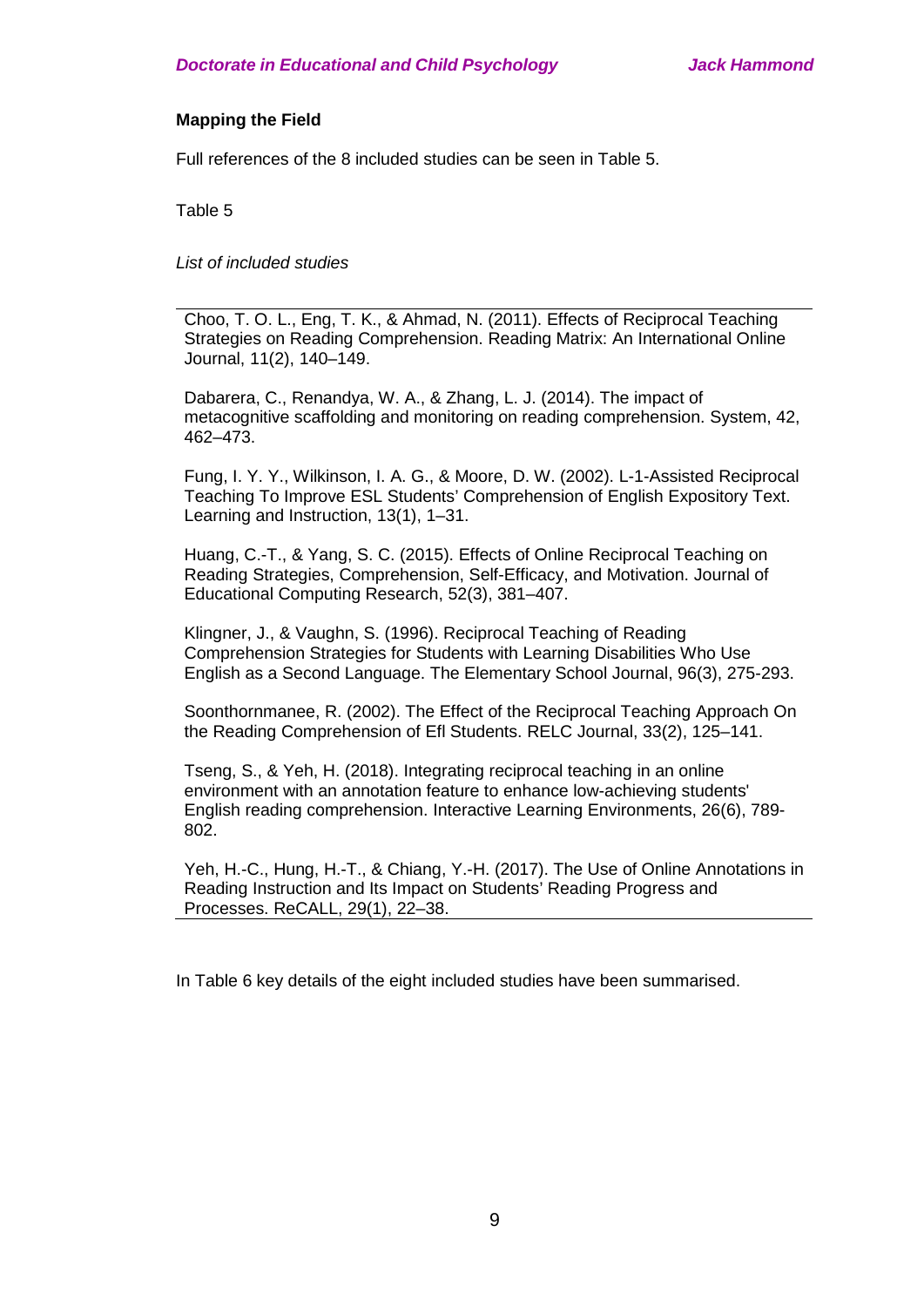**Mapping the Field**

Full references of the 8 included studies can be seen in Table 5.

Table 5

*List of included studies*

Choo, T. O. L., Eng, T. K., & Ahmad, N. (2011). Effects of Reciprocal Teaching Strategies on Reading Comprehension. Reading Matrix: An International Online Journal, 11(2), 140–149.

Dabarera, C., Renandya, W. A., & Zhang, L. J. (2014). The impact of metacognitive scaffolding and monitoring on reading comprehension. System, 42, 462–473.

Fung, I. Y. Y., Wilkinson, I. A. G., & Moore, D. W. (2002). L-1-Assisted Reciprocal Teaching To Improve ESL Students' Comprehension of English Expository Text. Learning and Instruction, 13(1), 1–31.

Huang, C.-T., & Yang, S. C. (2015). Effects of Online Reciprocal Teaching on Reading Strategies, Comprehension, Self-Efficacy, and Motivation. Journal of Educational Computing Research, 52(3), 381–407.

Klingner, J., & Vaughn, S. (1996). Reciprocal Teaching of Reading Comprehension Strategies for Students with Learning Disabilities Who Use English as a Second Language. The Elementary School Journal, 96(3), 275-293.

Soonthornmanee, R. (2002). The Effect of the Reciprocal Teaching Approach On the Reading Comprehension of Efl Students. RELC Journal, 33(2), 125–141.

Tseng, S., & Yeh, H. (2018). Integrating reciprocal teaching in an online environment with an annotation feature to enhance low-achieving students' English reading comprehension. Interactive Learning Environments, 26(6), 789-802.

Yeh, H.-C., Hung, H.-T., & Chiang, Y.-H. (2017). The Use of Online Annotations in Reading Instruction and Its Impact on Students' Reading Progress and Processes. ReCALL, 29(1), 22–38.

In Table 6 key details of the eight included studies have been summarised.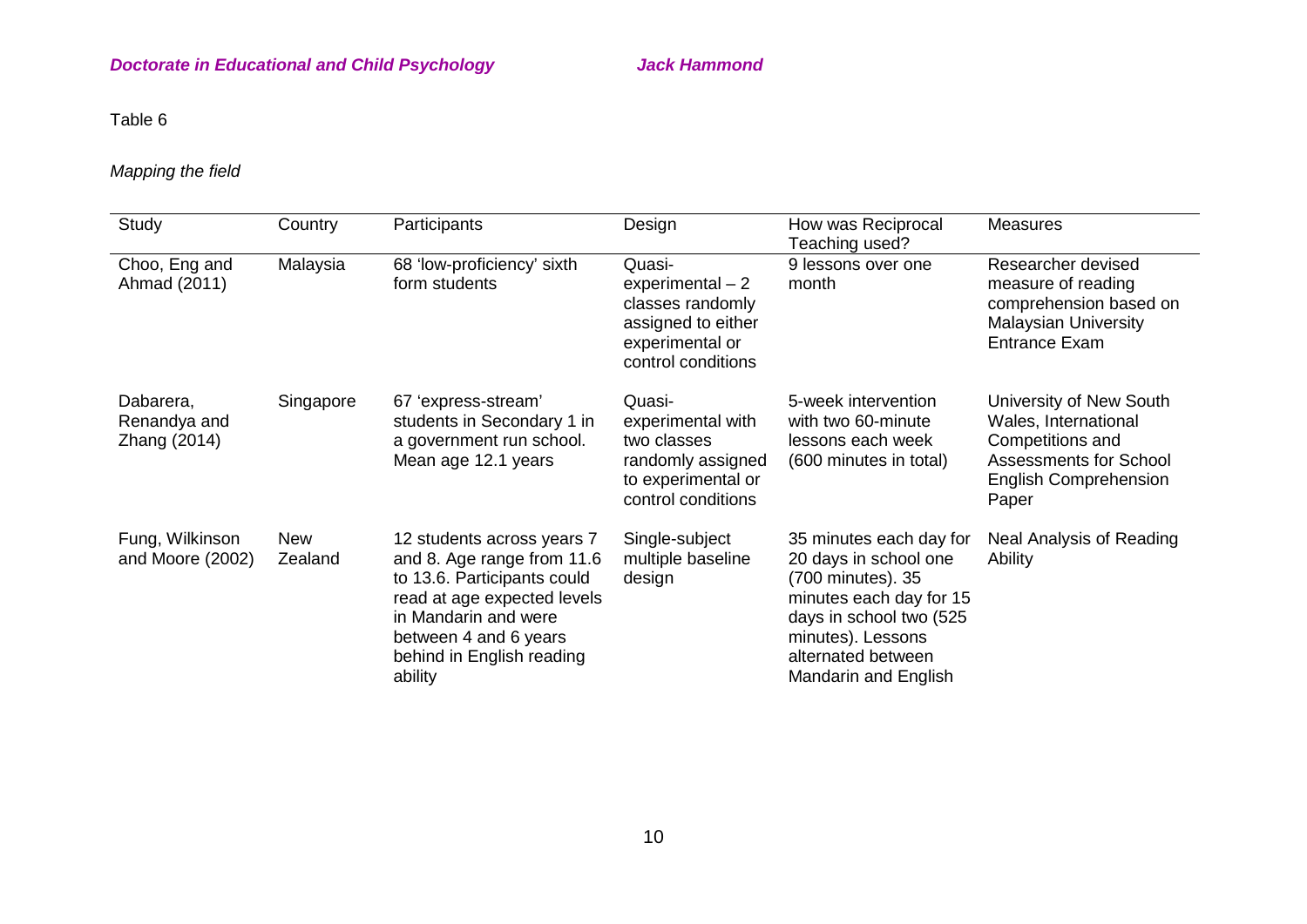Table 6

*Mapping the field*

| Study | Country | Participants | Design | How was Reciprocal Teaching used? | Measures |
|---|---|---|---|---|---|
| Choo, Eng and Ahmad (2011) | Malaysia | 68 'low-proficiency' sixth form students | Quasi-experimental – 2 classes randomly assigned to either experimental or control conditions | 9 lessons over one month | Researcher devised measure of reading comprehension based on Malaysian University Entrance Exam |
| Dabarera, Renandya and Zhang (2014) | Singapore | 67 'express-stream' students in Secondary 1 in a government run school. Mean age 12.1 years | Quasi-experimental with two classes randomly assigned to experimental or control conditions | 5-week intervention with two 60-minute lessons each week (600 minutes in total) | University of New South Wales, International Competitions and Assessments for School English Comprehension Paper |
| Fung, Wilkinson and Moore (2002) | New Zealand | 12 students across years 7 and 8. Age range from 11.6 to 13.6. Participants could read at age expected levels in Mandarin and were between 4 and 6 years behind in English reading ability | Single-subject multiple baseline design | 35 minutes each day for 20 days in school one (700 minutes). 35 minutes each day for 15 days in school two (525 minutes). Lessons alternated between Mandarin and English | Neal Analysis of Reading Ability |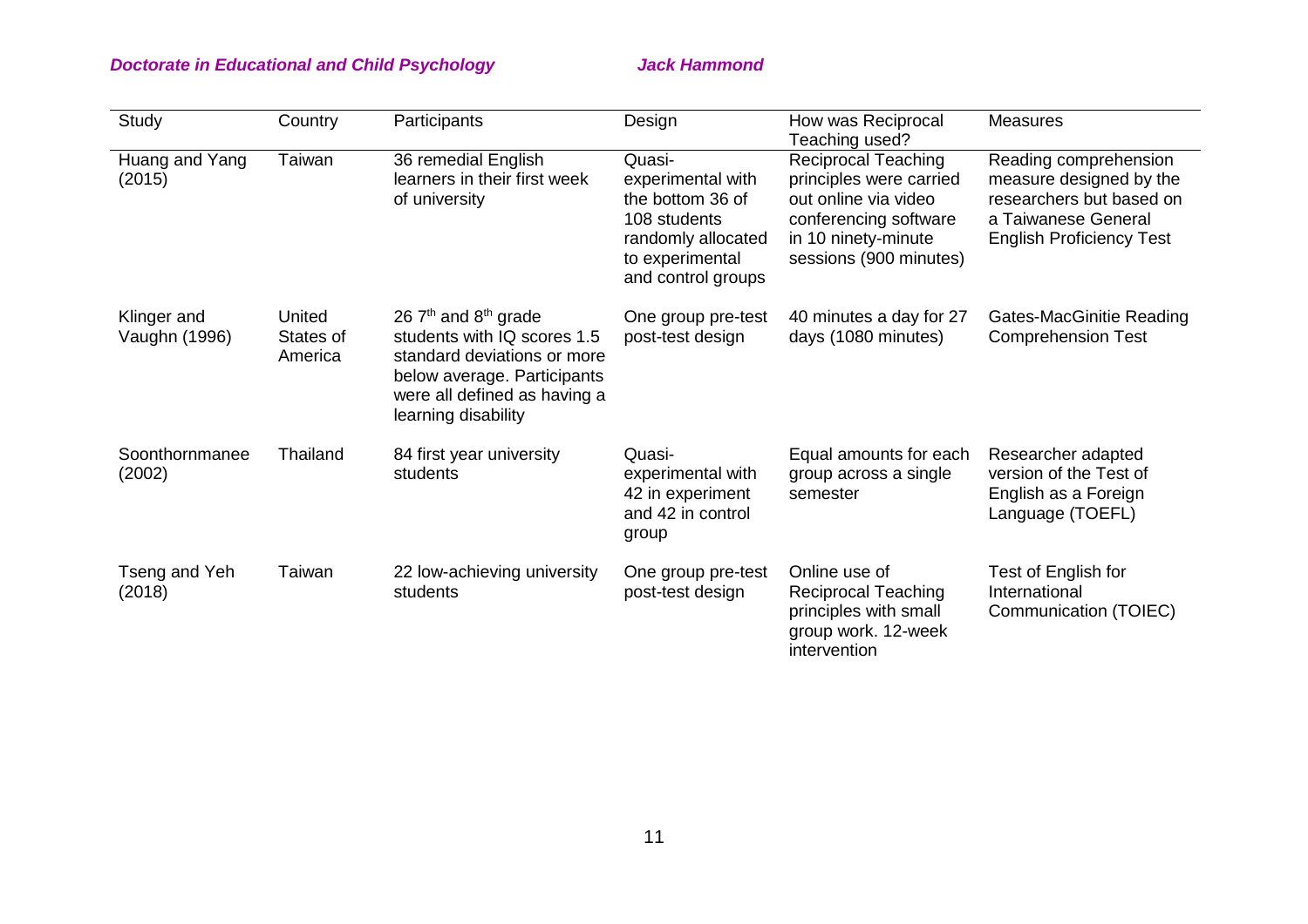| Study | Country | Participants | Design | How was Reciprocal Teaching used? | Measures |
|---|---|---|---|---|---|
| Huang and Yang (2015) | Taiwan | 36 remedial English learners in their first week of university | Quasi-experimental with the bottom 36 of 108 students randomly allocated to experimental and control groups | Reciprocal Teaching principles were carried out online via video conferencing software in 10 ninety-minute sessions (900 minutes) | Reading comprehension measure designed by the researchers but based on a Taiwanese General English Proficiency Test |
| Klinger and Vaughn (1996) | United States of America | 26 7th and 8th grade students with IQ scores 1.5 standard deviations or more below average. Participants were all defined as having a learning disability | One group pre-test post-test design | 40 minutes a day for 27 days (1080 minutes) | Gates-MacGinitie Reading Comprehension Test |
| Soonthornmanee (2002) | Thailand | 84 first year university students | Quasi-experimental with 42 in experiment and 42 in control group | Equal amounts for each group across a single semester | Researcher adapted version of the Test of English as a Foreign Language (TOEFL) |
| Tseng and Yeh (2018) | Taiwan | 22 low-achieving university students | One group pre-test post-test design | Online use of Reciprocal Teaching principles with small group work. 12-week intervention | Test of English for International Communication (TOIEC) |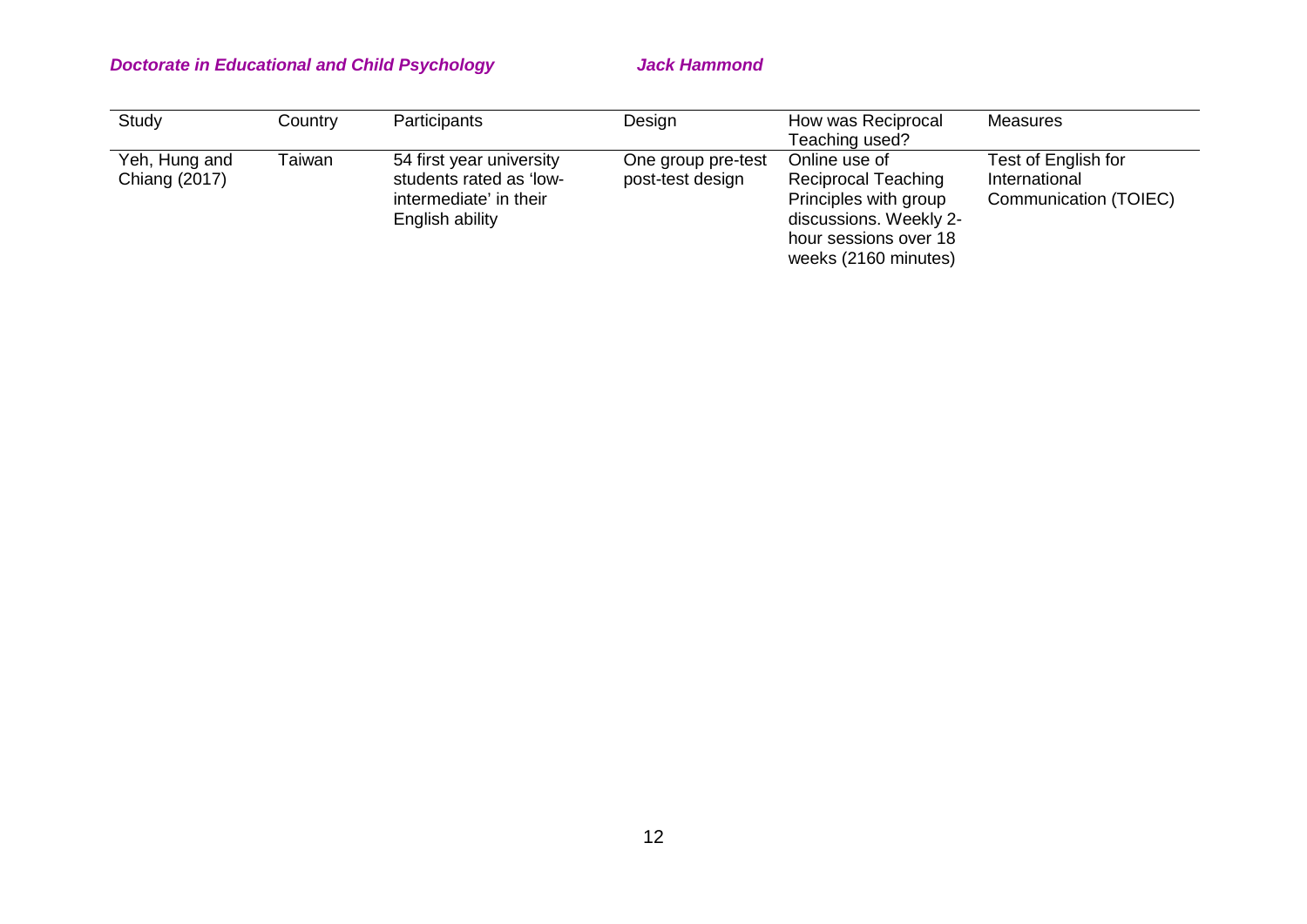| Study | Country | Participants | Design | How was Reciprocal Teaching used? | Measures |
|---|---|---|---|---|---|
| Yeh, Hung and Chiang (2017) | Taiwan | 54 first year university students rated as 'low-intermediate' in their English ability | One group pre-test post-test design | Online use of Reciprocal Teaching Principles with group discussions. Weekly 2-hour sessions over 18 weeks (2160 minutes) | Test of English for International Communication (TOIEC) |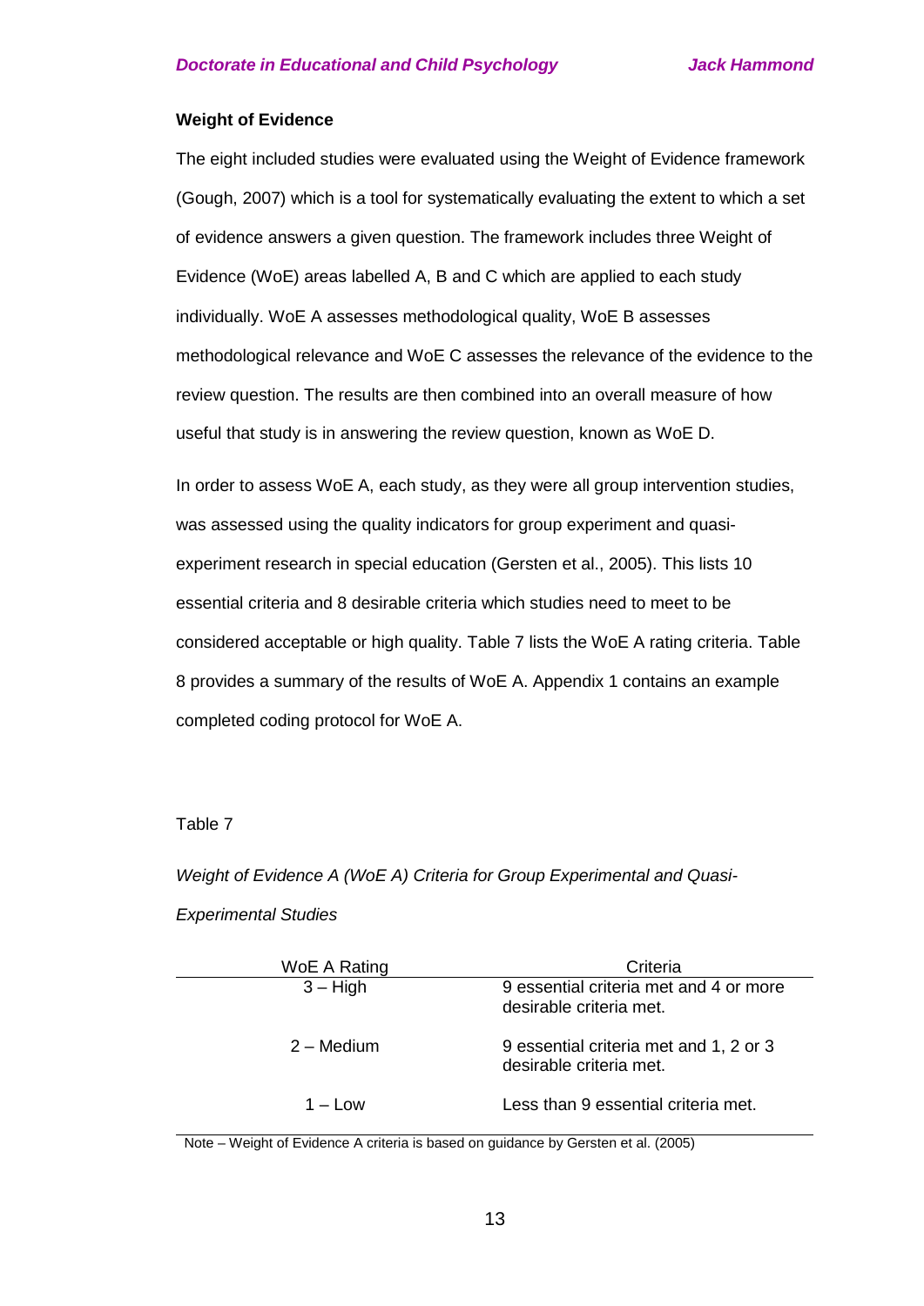### Weight of Evidence

The eight included studies were evaluated using the Weight of Evidence framework (Gough, 2007) which is a tool for systematically evaluating the extent to which a set of evidence answers a given question. The framework includes three Weight of Evidence (WoE) areas labelled A, B and C which are applied to each study individually. WoE A assesses methodological quality, WoE B assesses methodological relevance and WoE C assesses the relevance of the evidence to the review question. The results are then combined into an overall measure of how useful that study is in answering the review question, known as WoE D.

In order to assess WoE A, each study, as they were all group intervention studies, was assessed using the quality indicators for group experiment and quasi-experiment research in special education (Gersten et al., 2005). This lists 10 essential criteria and 8 desirable criteria which studies need to meet to be considered acceptable or high quality. Table 7 lists the WoE A rating criteria. Table 8 provides a summary of the results of WoE A. Appendix 1 contains an example completed coding protocol for WoE A.

Table 7

*Weight of Evidence A (WoE A) Criteria for Group Experimental and Quasi-Experimental Studies*

| WoE A Rating | Criteria |
|---|---|
| 3 – High | 9 essential criteria met and 4 or more desirable criteria met. |
| 2 – Medium | 9 essential criteria met and 1, 2 or 3 desirable criteria met. |
| 1 – Low | Less than 9 essential criteria met. |

Note – Weight of Evidence A criteria is based on guidance by Gersten et al. (2005)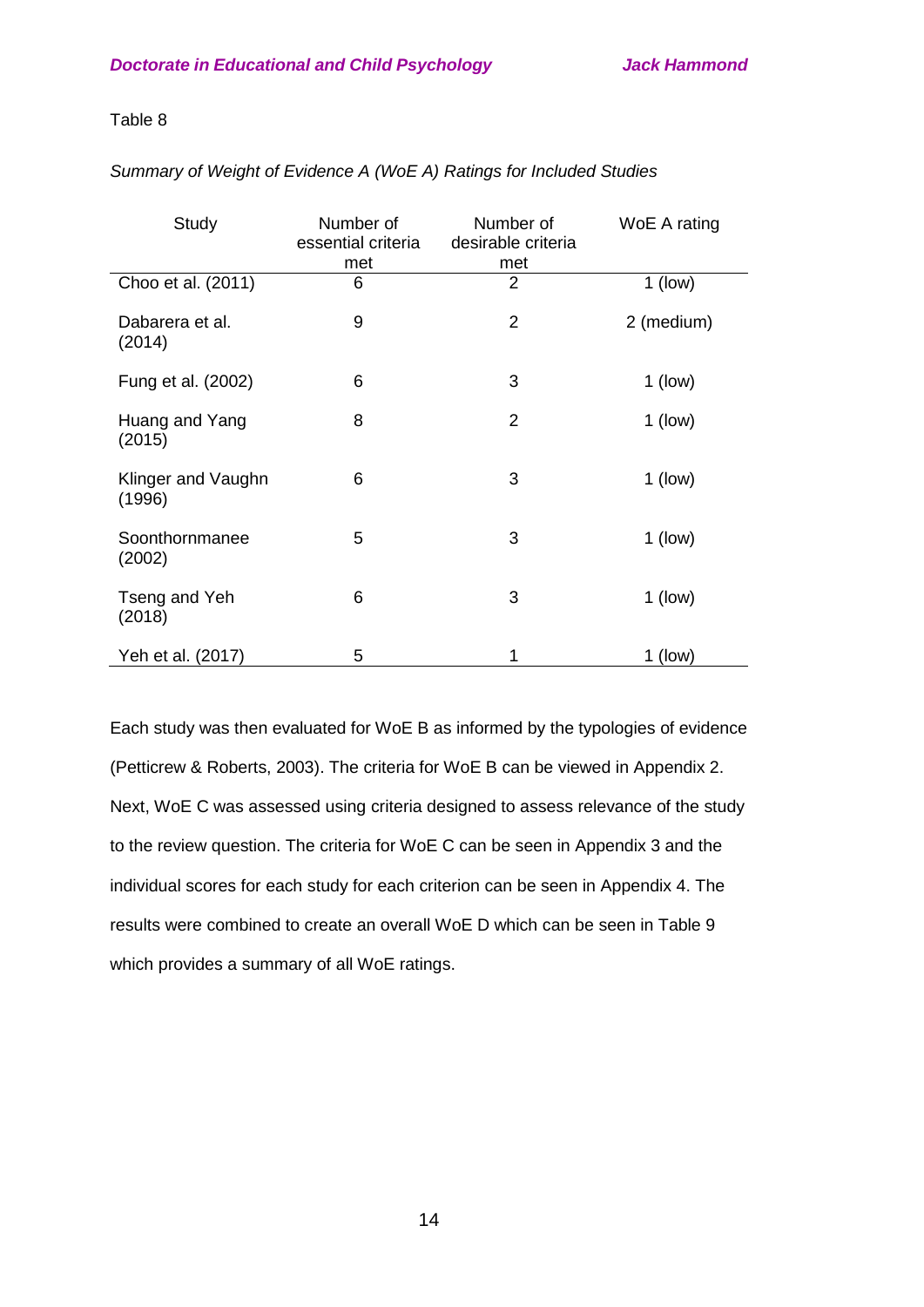Table 8

*Summary of Weight of Evidence A (WoE A) Ratings for Included Studies*

| Study | Number of essential criteria met | Number of desirable criteria met | WoE A rating |
|---|---|---|---|
| Choo et al. (2011) | 6 | 2 | 1 (low) |
| Dabarera et al. (2014) | 9 | 2 | 2 (medium) |
| Fung et al. (2002) | 6 | 3 | 1 (low) |
| Huang and Yang (2015) | 8 | 2 | 1 (low) |
| Klinger and Vaughn (1996) | 6 | 3 | 1 (low) |
| Soonthornmanee (2002) | 5 | 3 | 1 (low) |
| Tseng and Yeh (2018) | 6 | 3 | 1 (low) |
| Yeh et al. (2017) | 5 | 1 | 1 (low) |

Each study was then evaluated for WoE B as informed by the typologies of evidence (Petticrew & Roberts, 2003). The criteria for WoE B can be viewed in Appendix 2. Next, WoE C was assessed using criteria designed to assess relevance of the study to the review question. The criteria for WoE C can be seen in Appendix 3 and the individual scores for each study for each criterion can be seen in Appendix 4. The results were combined to create an overall WoE D which can be seen in Table 9 which provides a summary of all WoE ratings.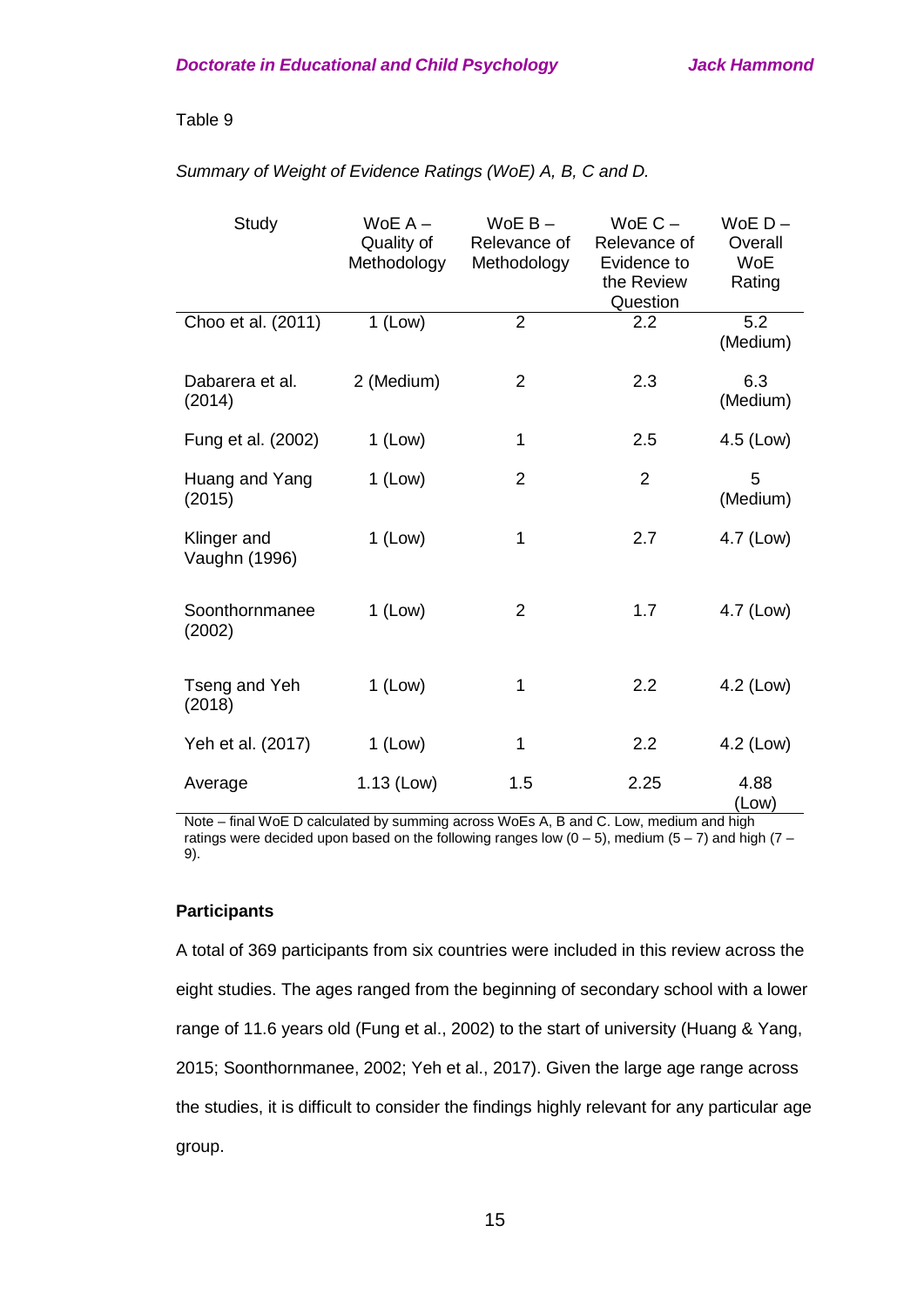Table 9

*Summary of Weight of Evidence Ratings (WoE) A, B, C and D.*

| Study | WoE A – Quality of Methodology | WoE B – Relevance of Methodology | WoE C – Relevance of Evidence to the Review Question | WoE D – Overall WoE Rating |
|---|---|---|---|---|
| Choo et al. (2011) | 1 (Low) | 2 | 2.2 | 5.2 (Medium) |
| Dabarera et al. (2014) | 2 (Medium) | 2 | 2.3 | 6.3 (Medium) |
| Fung et al. (2002) | 1 (Low) | 1 | 2.5 | 4.5 (Low) |
| Huang and Yang (2015) | 1 (Low) | 2 | 2 | 5 (Medium) |
| Klinger and Vaughn (1996) | 1 (Low) | 1 | 2.7 | 4.7 (Low) |
| Soonthornmanee (2002) | 1 (Low) | 2 | 1.7 | 4.7 (Low) |
| Tseng and Yeh (2018) | 1 (Low) | 1 | 2.2 | 4.2 (Low) |
| Yeh et al. (2017) | 1 (Low) | 1 | 2.2 | 4.2 (Low) |
| Average | 1.13 (Low) | 1.5 | 2.25 | 4.88 (Low) |

Note – final WoE D calculated by summing across WoEs A, B and C. Low, medium and high ratings were decided upon based on the following ranges low (0 – 5), medium (5 – 7) and high (7 – 9).

**Participants**

A total of 369 participants from six countries were included in this review across the eight studies. The ages ranged from the beginning of secondary school with a lower range of 11.6 years old (Fung et al., 2002) to the start of university (Huang & Yang, 2015; Soonthornmanee, 2002; Yeh et al., 2017). Given the large age range across the studies, it is difficult to consider the findings highly relevant for any particular age group.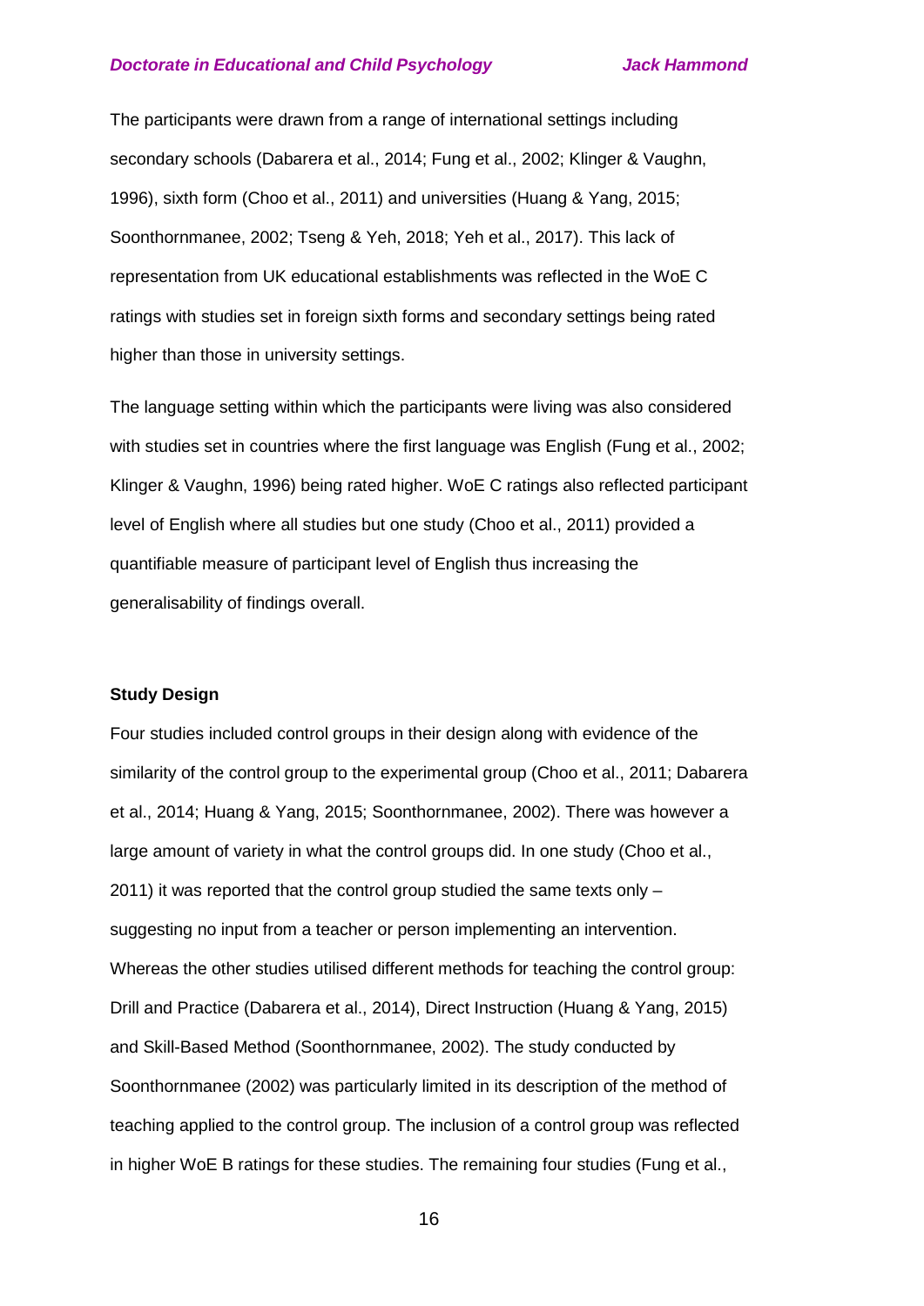The participants were drawn from a range of international settings including secondary schools (Dabarera et al., 2014; Fung et al., 2002; Klinger & Vaughn, 1996), sixth form (Choo et al., 2011) and universities (Huang & Yang, 2015; Soonthornmanee, 2002; Tseng & Yeh, 2018; Yeh et al., 2017). This lack of representation from UK educational establishments was reflected in the WoE C ratings with studies set in foreign sixth forms and secondary settings being rated higher than those in university settings.

The language setting within which the participants were living was also considered with studies set in countries where the first language was English (Fung et al., 2002; Klinger & Vaughn, 1996) being rated higher. WoE C ratings also reflected participant level of English where all studies but one study (Choo et al., 2011) provided a quantifiable measure of participant level of English thus increasing the generalisability of findings overall.

**Study Design**

Four studies included control groups in their design along with evidence of the similarity of the control group to the experimental group (Choo et al., 2011; Dabarera et al., 2014; Huang & Yang, 2015; Soonthornmanee, 2002). There was however a large amount of variety in what the control groups did. In one study (Choo et al., 2011) it was reported that the control group studied the same texts only – suggesting no input from a teacher or person implementing an intervention. Whereas the other studies utilised different methods for teaching the control group: Drill and Practice (Dabarera et al., 2014), Direct Instruction (Huang & Yang, 2015) and Skill-Based Method (Soonthornmanee, 2002). The study conducted by Soonthornmanee (2002) was particularly limited in its description of the method of teaching applied to the control group. The inclusion of a control group was reflected in higher WoE B ratings for these studies. The remaining four studies (Fung et al.,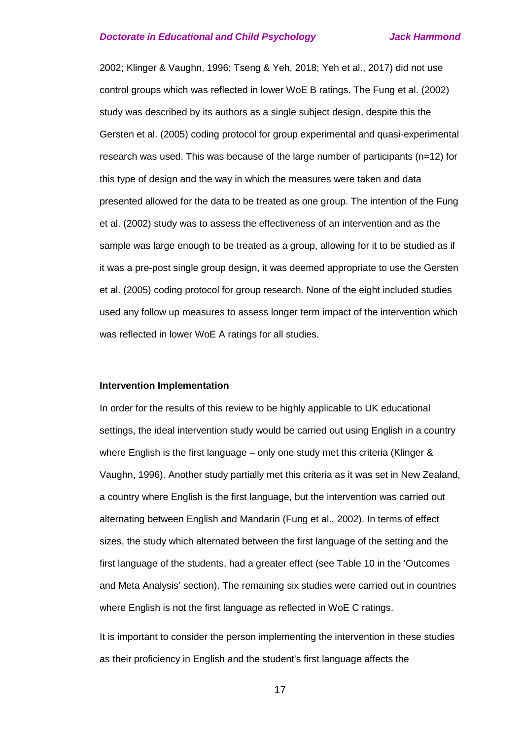2002; Klinger & Vaughn, 1996; Tseng & Yeh, 2018; Yeh et al., 2017) did not use control groups which was reflected in lower WoE B ratings. The Fung et al. (2002) study was described by its authors as a single subject design, despite this the Gersten et al. (2005) coding protocol for group experimental and quasi-experimental research was used. This was because of the large number of participants (n=12) for this type of design and the way in which the measures were taken and data presented allowed for the data to be treated as one group. The intention of the Fung et al. (2002) study was to assess the effectiveness of an intervention and as the sample was large enough to be treated as a group, allowing for it to be studied as if it was a pre-post single group design, it was deemed appropriate to use the Gersten et al. (2005) coding protocol for group research. None of the eight included studies used any follow up measures to assess longer term impact of the intervention which was reflected in lower WoE A ratings for all studies.

**Intervention Implementation**

In order for the results of this review to be highly applicable to UK educational settings, the ideal intervention study would be carried out using English in a country where English is the first language – only one study met this criteria (Klinger & Vaughn, 1996). Another study partially met this criteria as it was set in New Zealand, a country where English is the first language, but the intervention was carried out alternating between English and Mandarin (Fung et al., 2002). In terms of effect sizes, the study which alternated between the first language of the setting and the first language of the students, had a greater effect (see Table 10 in the 'Outcomes and Meta Analysis' section). The remaining six studies were carried out in countries where English is not the first language as reflected in WoE C ratings.

It is important to consider the person implementing the intervention in these studies as their proficiency in English and the student's first language affects the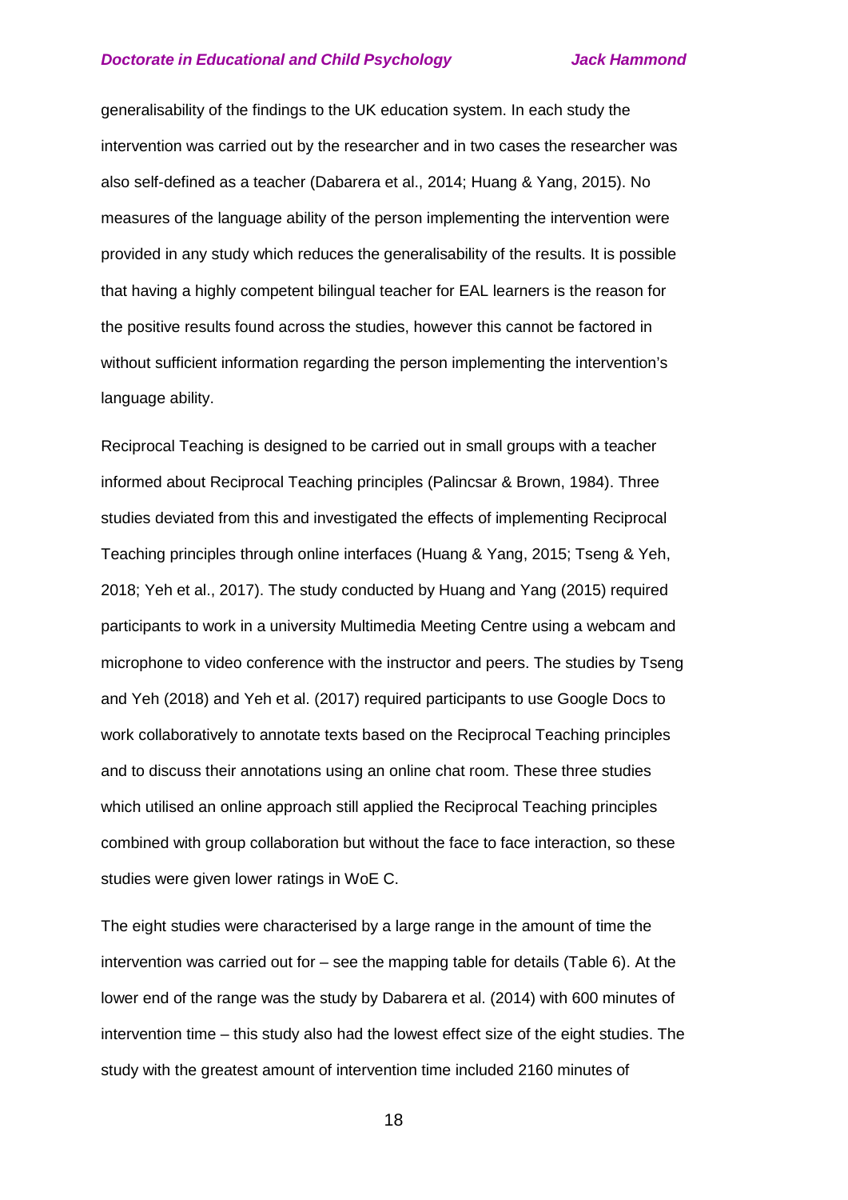generalisability of the findings to the UK education system. In each study the intervention was carried out by the researcher and in two cases the researcher was also self-defined as a teacher (Dabarera et al., 2014; Huang & Yang, 2015). No measures of the language ability of the person implementing the intervention were provided in any study which reduces the generalisability of the results. It is possible that having a highly competent bilingual teacher for EAL learners is the reason for the positive results found across the studies, however this cannot be factored in without sufficient information regarding the person implementing the intervention's language ability.

Reciprocal Teaching is designed to be carried out in small groups with a teacher informed about Reciprocal Teaching principles (Palincsar & Brown, 1984). Three studies deviated from this and investigated the effects of implementing Reciprocal Teaching principles through online interfaces (Huang & Yang, 2015; Tseng & Yeh, 2018; Yeh et al., 2017). The study conducted by Huang and Yang (2015) required participants to work in a university Multimedia Meeting Centre using a webcam and microphone to video conference with the instructor and peers. The studies by Tseng and Yeh (2018) and Yeh et al. (2017) required participants to use Google Docs to work collaboratively to annotate texts based on the Reciprocal Teaching principles and to discuss their annotations using an online chat room. These three studies which utilised an online approach still applied the Reciprocal Teaching principles combined with group collaboration but without the face to face interaction, so these studies were given lower ratings in WoE C.

The eight studies were characterised by a large range in the amount of time the intervention was carried out for – see the mapping table for details (Table 6). At the lower end of the range was the study by Dabarera et al. (2014) with 600 minutes of intervention time – this study also had the lowest effect size of the eight studies. The study with the greatest amount of intervention time included 2160 minutes of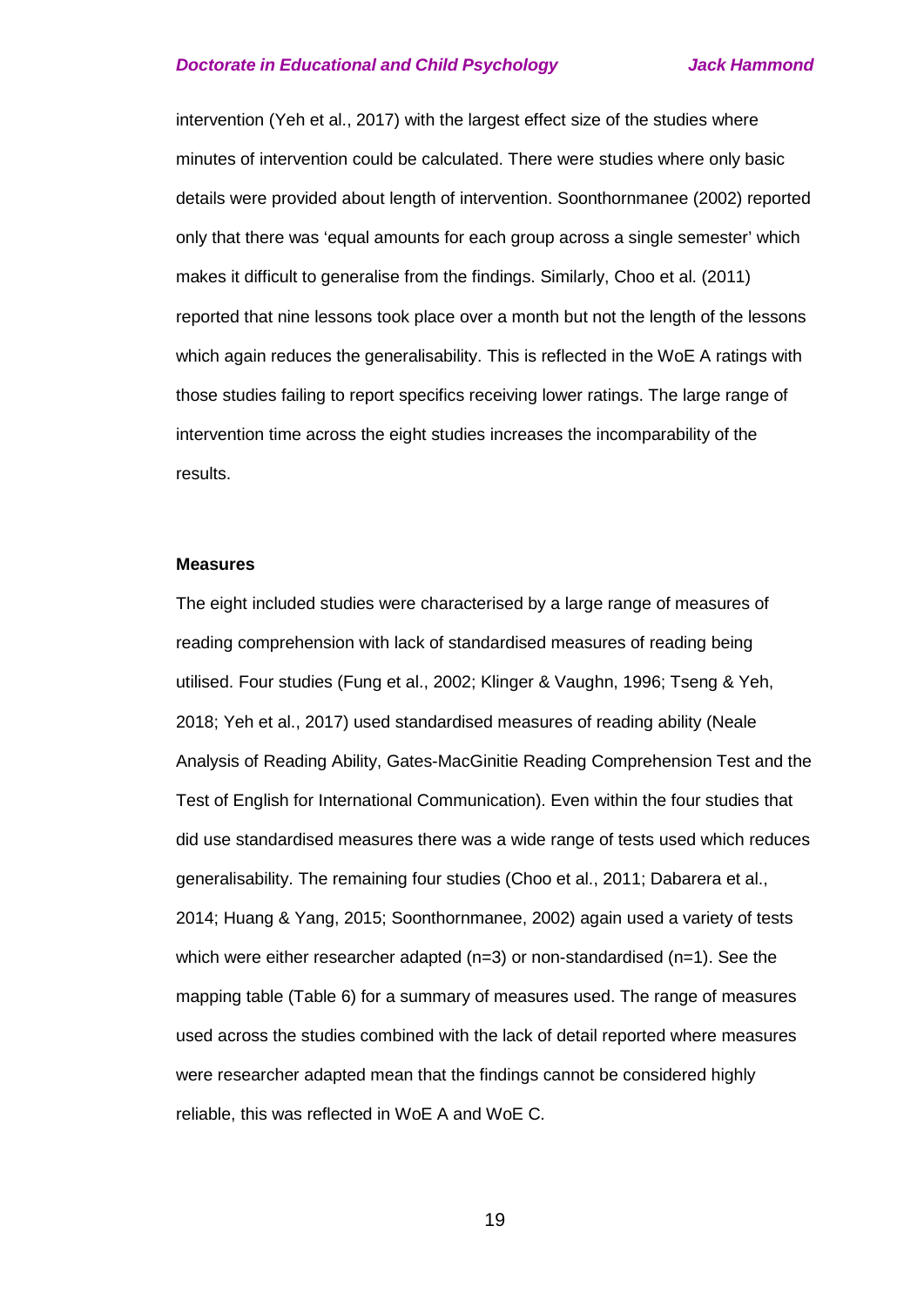intervention (Yeh et al., 2017) with the largest effect size of the studies where minutes of intervention could be calculated. There were studies where only basic details were provided about length of intervention. Soonthornmanee (2002) reported only that there was 'equal amounts for each group across a single semester' which makes it difficult to generalise from the findings. Similarly, Choo et al. (2011) reported that nine lessons took place over a month but not the length of the lessons which again reduces the generalisability. This is reflected in the WoE A ratings with those studies failing to report specifics receiving lower ratings. The large range of intervention time across the eight studies increases the incomparability of the results.

**Measures**

The eight included studies were characterised by a large range of measures of reading comprehension with lack of standardised measures of reading being utilised. Four studies (Fung et al., 2002; Klinger & Vaughn, 1996; Tseng & Yeh, 2018; Yeh et al., 2017) used standardised measures of reading ability (Neale Analysis of Reading Ability, Gates-MacGinitie Reading Comprehension Test and the Test of English for International Communication). Even within the four studies that did use standardised measures there was a wide range of tests used which reduces generalisability. The remaining four studies (Choo et al., 2011; Dabarera et al., 2014; Huang & Yang, 2015; Soonthornmanee, 2002) again used a variety of tests which were either researcher adapted (n=3) or non-standardised (n=1). See the mapping table (Table 6) for a summary of measures used. The range of measures used across the studies combined with the lack of detail reported where measures were researcher adapted mean that the findings cannot be considered highly reliable, this was reflected in WoE A and WoE C.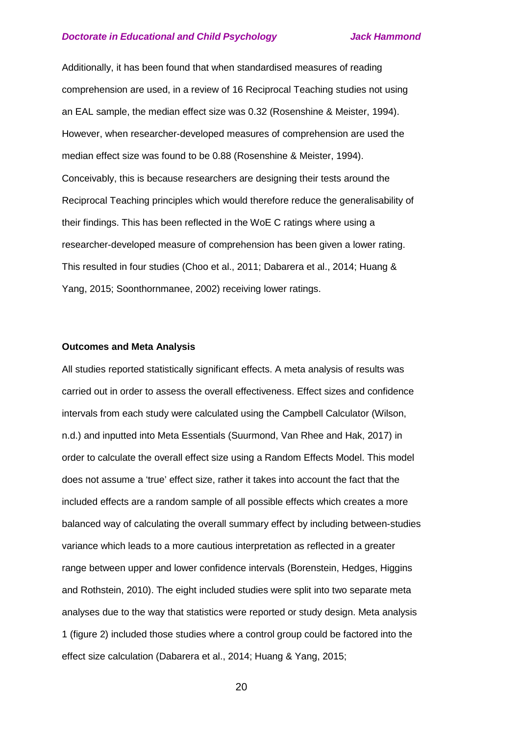Additionally, it has been found that when standardised measures of reading comprehension are used, in a review of 16 Reciprocal Teaching studies not using an EAL sample, the median effect size was 0.32 (Rosenshine & Meister, 1994). However, when researcher-developed measures of comprehension are used the median effect size was found to be 0.88 (Rosenshine & Meister, 1994). Conceivably, this is because researchers are designing their tests around the Reciprocal Teaching principles which would therefore reduce the generalisability of their findings. This has been reflected in the WoE C ratings where using a researcher-developed measure of comprehension has been given a lower rating. This resulted in four studies (Choo et al., 2011; Dabarera et al., 2014; Huang & Yang, 2015; Soonthornmanee, 2002) receiving lower ratings.

**Outcomes and Meta Analysis**

All studies reported statistically significant effects. A meta analysis of results was carried out in order to assess the overall effectiveness. Effect sizes and confidence intervals from each study were calculated using the Campbell Calculator (Wilson, n.d.) and inputted into Meta Essentials (Suurmond, Van Rhee and Hak, 2017) in order to calculate the overall effect size using a Random Effects Model. This model does not assume a 'true' effect size, rather it takes into account the fact that the included effects are a random sample of all possible effects which creates a more balanced way of calculating the overall summary effect by including between-studies variance which leads to a more cautious interpretation as reflected in a greater range between upper and lower confidence intervals (Borenstein, Hedges, Higgins and Rothstein, 2010). The eight included studies were split into two separate meta analyses due to the way that statistics were reported or study design. Meta analysis 1 (figure 2) included those studies where a control group could be factored into the effect size calculation (Dabarera et al., 2014; Huang & Yang, 2015;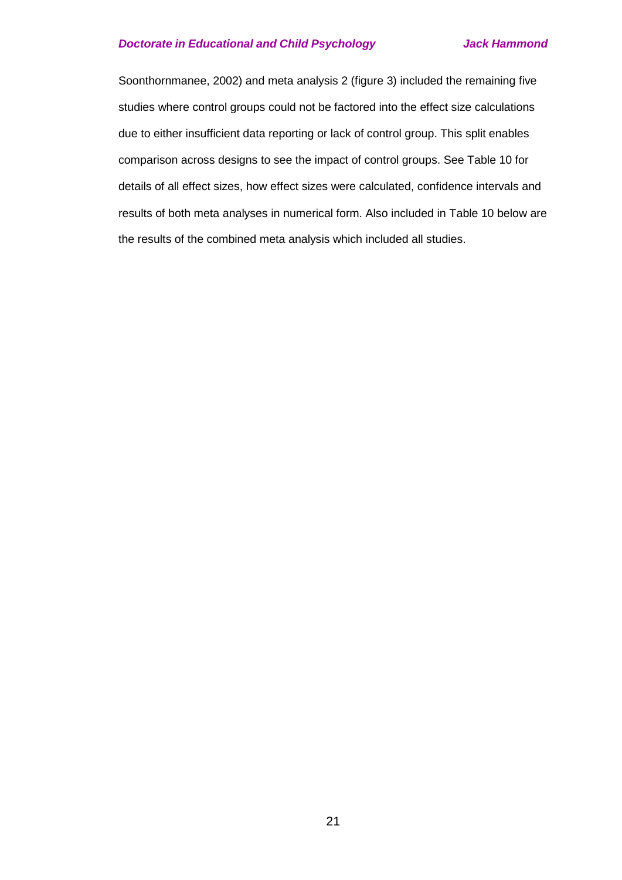Soonthornmanee, 2002) and meta analysis 2 (figure 3) included the remaining five studies where control groups could not be factored into the effect size calculations due to either insufficient data reporting or lack of control group. This split enables comparison across designs to see the impact of control groups. See Table 10 for details of all effect sizes, how effect sizes were calculated, confidence intervals and results of both meta analyses in numerical form. Also included in Table 10 below are the results of the combined meta analysis which included all studies.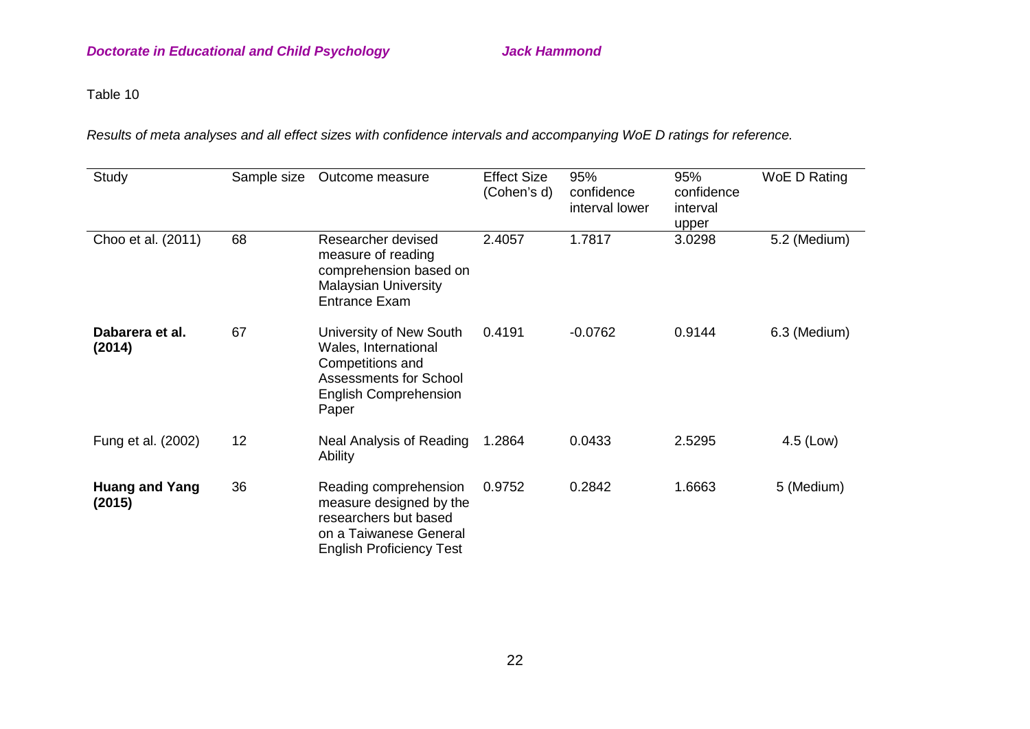Table 10

*Results of meta analyses and all effect sizes with confidence intervals and accompanying WoE D ratings for reference.*

| Study | Sample size | Outcome measure | Effect Size (Cohen's d) | 95% confidence interval lower | 95% confidence interval upper | WoE D Rating |
|---|---|---|---|---|---|---|
| Choo et al. (2011) | 68 | Researcher devised measure of reading comprehension based on Malaysian University Entrance Exam | 2.4057 | 1.7817 | 3.0298 | 5.2 (Medium) |
| **Dabarera et al. (2014)** | 67 | University of New South Wales, International Competitions and Assessments for School English Comprehension Paper | 0.4191 | -0.0762 | 0.9144 | 6.3 (Medium) |
| Fung et al. (2002) | 12 | Neal Analysis of Reading Ability | 1.2864 | 0.0433 | 2.5295 | 4.5 (Low) |
| **Huang and Yang (2015)** | 36 | Reading comprehension measure designed by the researchers but based on a Taiwanese General English Proficiency Test | 0.9752 | 0.2842 | 1.6663 | 5 (Medium) |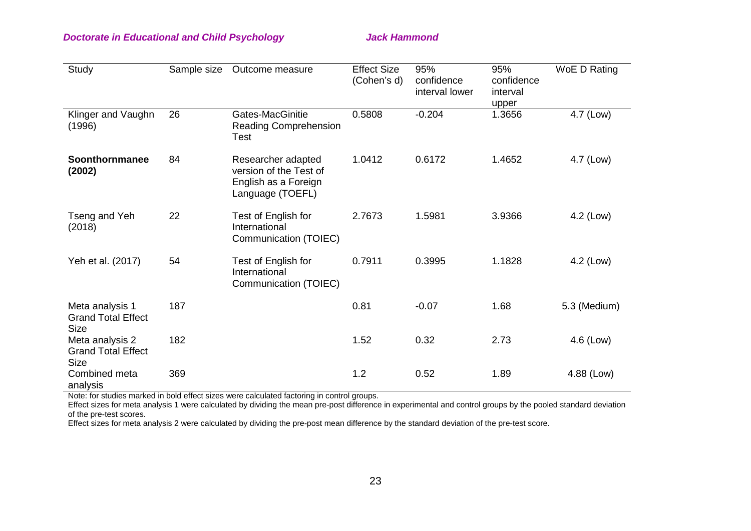| Study | Sample size | Outcome measure | Effect Size (Cohen's d) | 95% confidence interval lower | 95% confidence interval upper | WoE D Rating |
|---|---|---|---|---|---|---|
| Klinger and Vaughn (1996) | 26 | Gates-MacGinitie Reading Comprehension Test | 0.5808 | -0.204 | 1.3656 | 4.7 (Low) |
| **Soonthornmanee (2002)** | 84 | Researcher adapted version of the Test of English as a Foreign Language (TOEFL) | 1.0412 | 0.6172 | 1.4652 | 4.7 (Low) |
| Tseng and Yeh (2018) | 22 | Test of English for International Communication (TOIEC) | 2.7673 | 1.5981 | 3.9366 | 4.2 (Low) |
| Yeh et al. (2017) | 54 | Test of English for International Communication (TOIEC) | 0.7911 | 0.3995 | 1.1828 | 4.2 (Low) |
| Meta analysis 1 Grand Total Effect Size | 187 | | 0.81 | -0.07 | 1.68 | 5.3 (Medium) |
| Meta analysis 2 Grand Total Effect Size | 182 | | 1.52 | 0.32 | 2.73 | 4.6 (Low) |
| Combined meta analysis | 369 | | 1.2 | 0.52 | 1.89 | 4.88 (Low) |

Note: for studies marked in bold effect sizes were calculated factoring in control groups.
Effect sizes for meta analysis 1 were calculated by dividing the mean pre-post difference in experimental and control groups by the pooled standard deviation of the pre-test scores.
Effect sizes for meta analysis 2 were calculated by dividing the pre-post mean difference by the standard deviation of the pre-test score.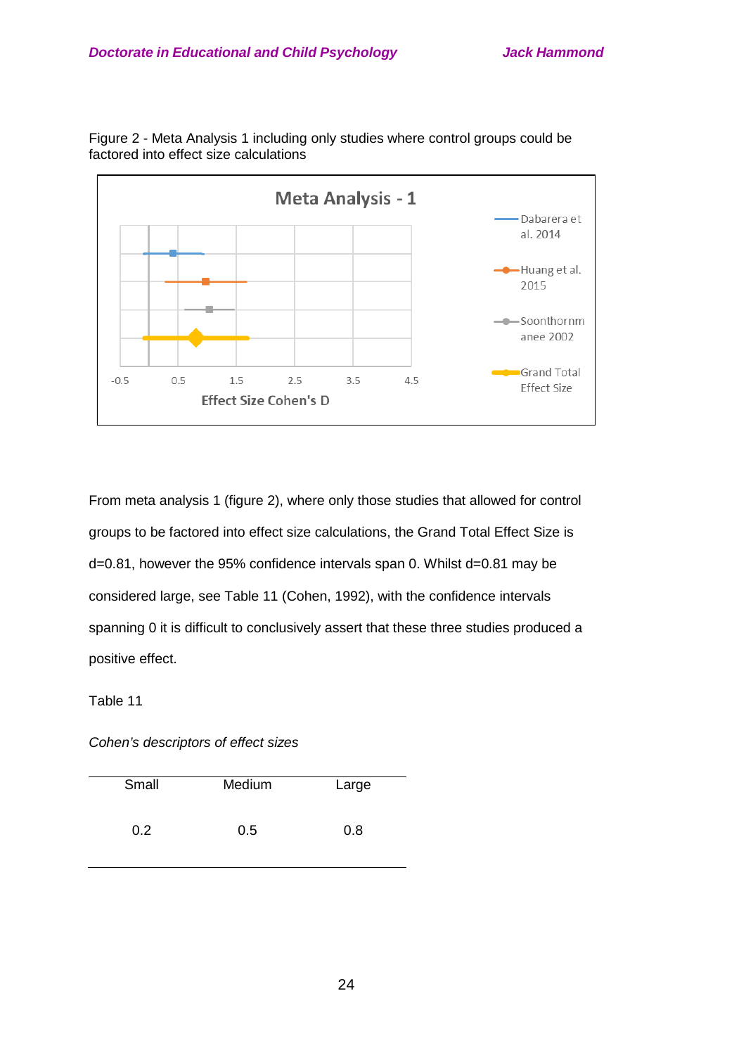Figure 2 - Meta Analysis 1 including only studies where control groups could be factored into effect size calculations

From meta analysis 1 (figure 2), where only those studies that allowed for control groups to be factored into effect size calculations, the Grand Total Effect Size is d=0.81, however the 95% confidence intervals span 0. Whilst d=0.81 may be considered large, see Table 11 (Cohen, 1992), with the confidence intervals spanning 0 it is difficult to conclusively assert that these three studies produced a positive effect.

Table 11

*Cohen's descriptors of effect sizes*

| Small | Medium | Large |
| --- | --- | --- |
| 0.2 | 0.5 | 0.8 |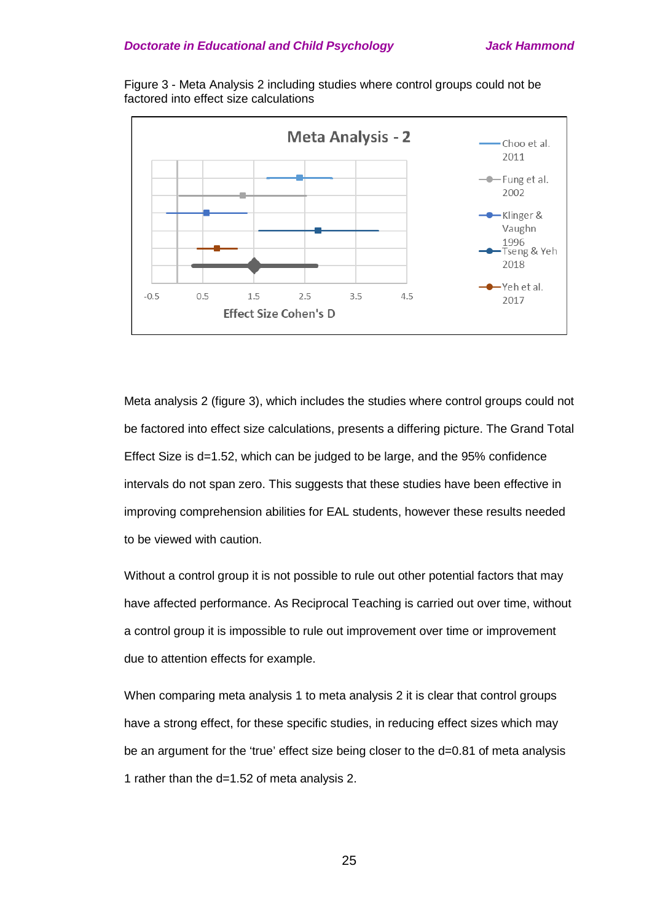Figure 3 - Meta Analysis 2 including studies where control groups could not be factored into effect size calculations

Meta analysis 2 (figure 3), which includes the studies where control groups could not be factored into effect size calculations, presents a differing picture. The Grand Total Effect Size is d=1.52, which can be judged to be large, and the 95% confidence intervals do not span zero. This suggests that these studies have been effective in improving comprehension abilities for EAL students, however these results needed to be viewed with caution.

Without a control group it is not possible to rule out other potential factors that may have affected performance. As Reciprocal Teaching is carried out over time, without a control group it is impossible to rule out improvement over time or improvement due to attention effects for example.

When comparing meta analysis 1 to meta analysis 2 it is clear that control groups have a strong effect, for these specific studies, in reducing effect sizes which may be an argument for the 'true' effect size being closer to the d=0.81 of meta analysis 1 rather than the d=1.52 of meta analysis 2.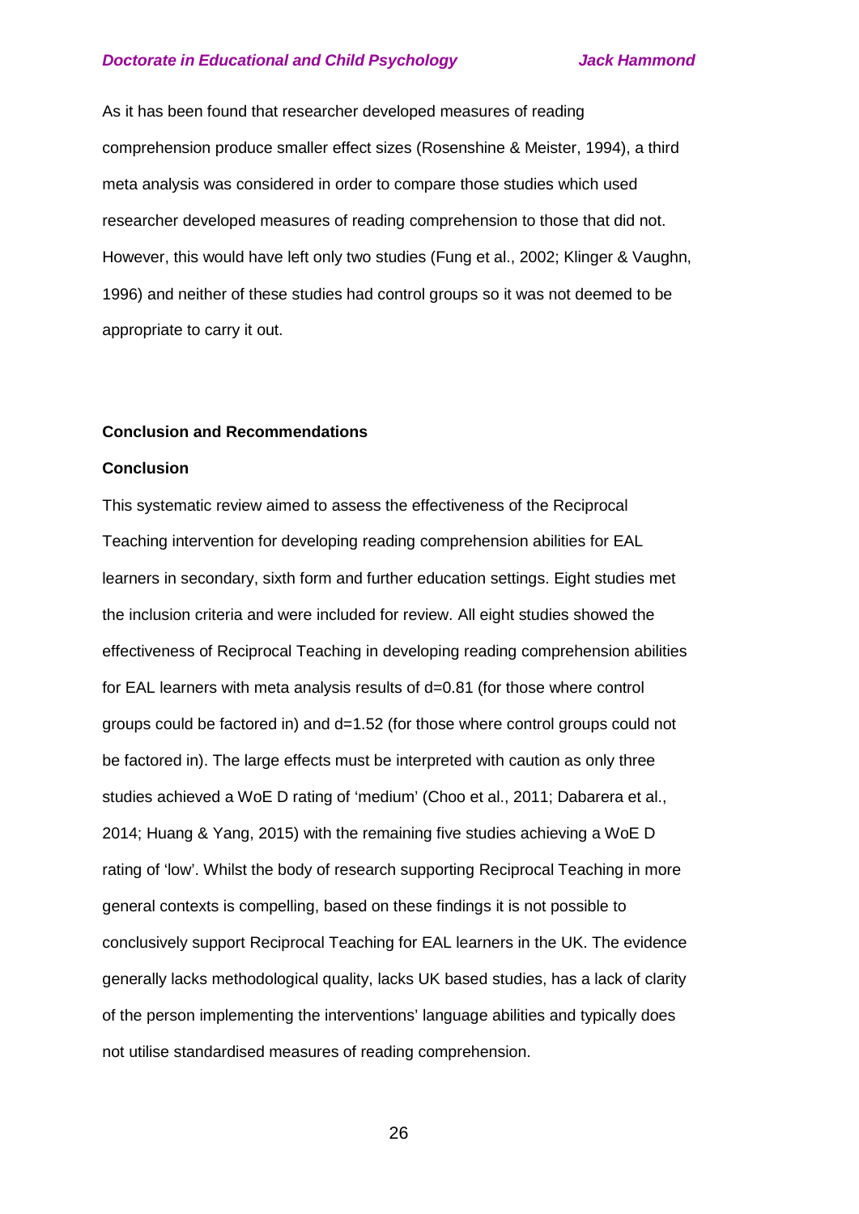As it has been found that researcher developed measures of reading comprehension produce smaller effect sizes (Rosenshine & Meister, 1994), a third meta analysis was considered in order to compare those studies which used researcher developed measures of reading comprehension to those that did not. However, this would have left only two studies (Fung et al., 2002; Klinger & Vaughn, 1996) and neither of these studies had control groups so it was not deemed to be appropriate to carry it out.

## Conclusion and Recommendations

### Conclusion

This systematic review aimed to assess the effectiveness of the Reciprocal Teaching intervention for developing reading comprehension abilities for EAL learners in secondary, sixth form and further education settings. Eight studies met the inclusion criteria and were included for review. All eight studies showed the effectiveness of Reciprocal Teaching in developing reading comprehension abilities for EAL learners with meta analysis results of d=0.81 (for those where control groups could be factored in) and d=1.52 (for those where control groups could not be factored in). The large effects must be interpreted with caution as only three studies achieved a WoE D rating of 'medium' (Choo et al., 2011; Dabarera et al., 2014; Huang & Yang, 2015) with the remaining five studies achieving a WoE D rating of 'low'. Whilst the body of research supporting Reciprocal Teaching in more general contexts is compelling, based on these findings it is not possible to conclusively support Reciprocal Teaching for EAL learners in the UK. The evidence generally lacks methodological quality, lacks UK based studies, has a lack of clarity of the person implementing the interventions' language abilities and typically does not utilise standardised measures of reading comprehension.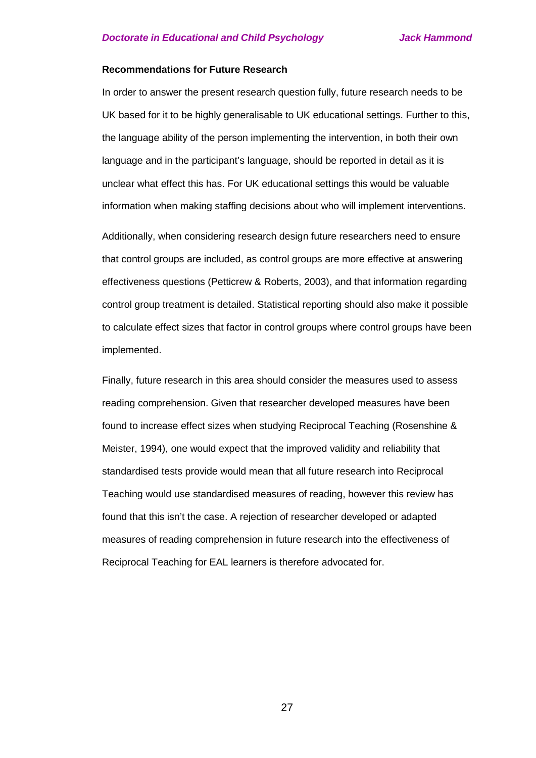**Recommendations for Future Research**

In order to answer the present research question fully, future research needs to be UK based for it to be highly generalisable to UK educational settings. Further to this, the language ability of the person implementing the intervention, in both their own language and in the participant's language, should be reported in detail as it is unclear what effect this has. For UK educational settings this would be valuable information when making staffing decisions about who will implement interventions.

Additionally, when considering research design future researchers need to ensure that control groups are included, as control groups are more effective at answering effectiveness questions (Petticrew & Roberts, 2003), and that information regarding control group treatment is detailed. Statistical reporting should also make it possible to calculate effect sizes that factor in control groups where control groups have been implemented.

Finally, future research in this area should consider the measures used to assess reading comprehension. Given that researcher developed measures have been found to increase effect sizes when studying Reciprocal Teaching (Rosenshine & Meister, 1994), one would expect that the improved validity and reliability that standardised tests provide would mean that all future research into Reciprocal Teaching would use standardised measures of reading, however this review has found that this isn't the case. A rejection of researcher developed or adapted measures of reading comprehension in future research into the effectiveness of Reciprocal Teaching for EAL learners is therefore advocated for.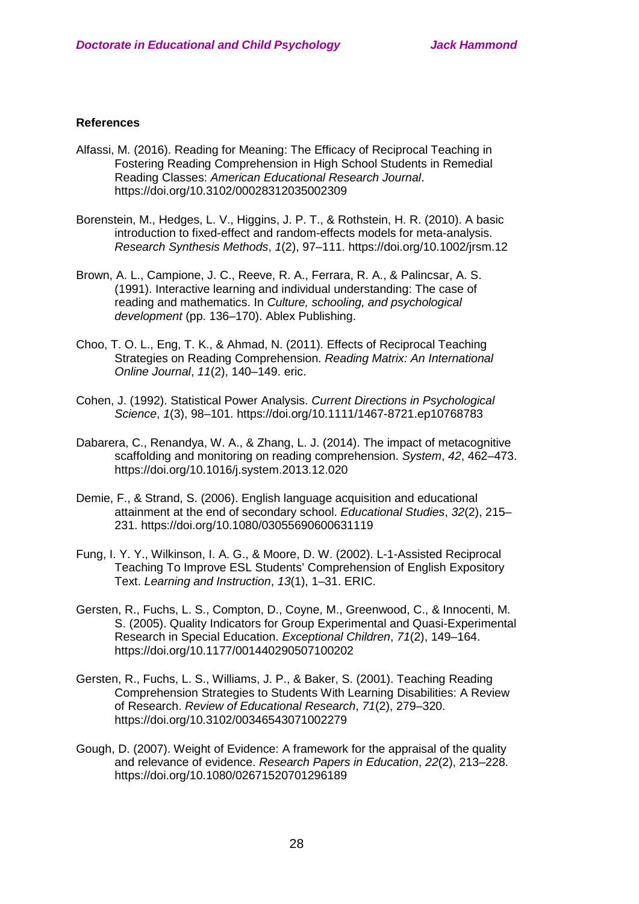**References**

Alfassi, M. (2016). Reading for Meaning: The Efficacy of Reciprocal Teaching in Fostering Reading Comprehension in High School Students in Remedial Reading Classes: *American Educational Research Journal*. https://doi.org/10.3102/00028312035002309

Borenstein, M., Hedges, L. V., Higgins, J. P. T., & Rothstein, H. R. (2010). A basic introduction to fixed-effect and random-effects models for meta-analysis. *Research Synthesis Methods*, *1*(2), 97–111. https://doi.org/10.1002/jrsm.12

Brown, A. L., Campione, J. C., Reeve, R. A., Ferrara, R. A., & Palincsar, A. S. (1991). Interactive learning and individual understanding: The case of reading and mathematics. In *Culture, schooling, and psychological development* (pp. 136–170). Ablex Publishing.

Choo, T. O. L., Eng, T. K., & Ahmad, N. (2011). Effects of Reciprocal Teaching Strategies on Reading Comprehension. *Reading Matrix: An International Online Journal*, *11*(2), 140–149. eric.

Cohen, J. (1992). Statistical Power Analysis. *Current Directions in Psychological Science*, *1*(3), 98–101. https://doi.org/10.1111/1467-8721.ep10768783

Dabarera, C., Renandya, W. A., & Zhang, L. J. (2014). The impact of metacognitive scaffolding and monitoring on reading comprehension. *System*, *42*, 462–473. https://doi.org/10.1016/j.system.2013.12.020

Demie, F., & Strand, S. (2006). English language acquisition and educational attainment at the end of secondary school. *Educational Studies*, *32*(2), 215–231. https://doi.org/10.1080/03055690600631119

Fung, I. Y. Y., Wilkinson, I. A. G., & Moore, D. W. (2002). L-1-Assisted Reciprocal Teaching To Improve ESL Students' Comprehension of English Expository Text. *Learning and Instruction*, *13*(1), 1–31. ERIC.

Gersten, R., Fuchs, L. S., Compton, D., Coyne, M., Greenwood, C., & Innocenti, M. S. (2005). Quality Indicators for Group Experimental and Quasi-Experimental Research in Special Education. *Exceptional Children*, *71*(2), 149–164. https://doi.org/10.1177/001440290507100202

Gersten, R., Fuchs, L. S., Williams, J. P., & Baker, S. (2001). Teaching Reading Comprehension Strategies to Students With Learning Disabilities: A Review of Research. *Review of Educational Research*, *71*(2), 279–320. https://doi.org/10.3102/00346543071002279

Gough, D. (2007). Weight of Evidence: A framework for the appraisal of the quality and relevance of evidence. *Research Papers in Education*, *22*(2), 213–228. https://doi.org/10.1080/02671520701296189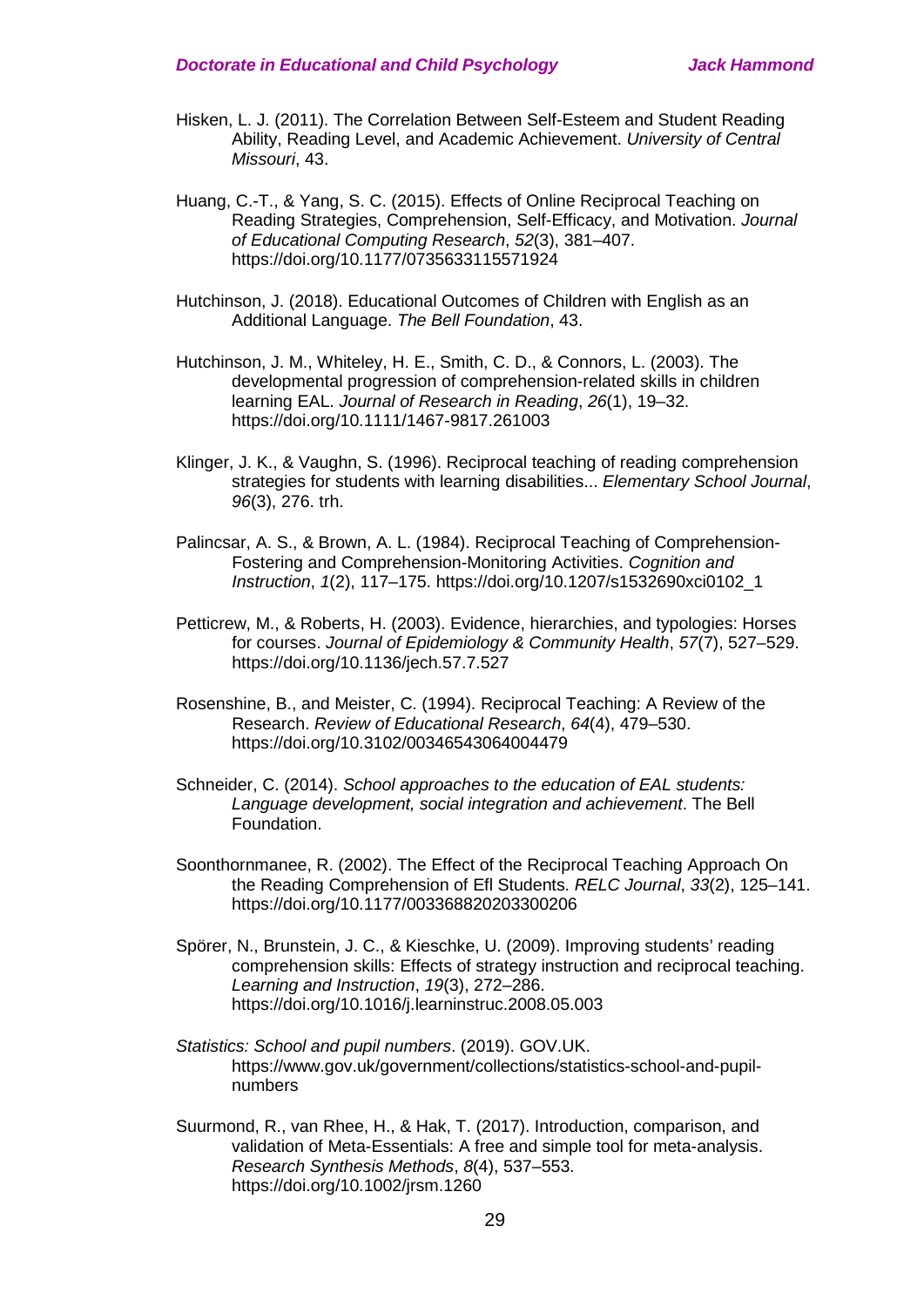Hisken, L. J. (2011). The Correlation Between Self-Esteem and Student Reading Ability, Reading Level, and Academic Achievement. *University of Central Missouri*, 43.

Huang, C.-T., & Yang, S. C. (2015). Effects of Online Reciprocal Teaching on Reading Strategies, Comprehension, Self-Efficacy, and Motivation. *Journal of Educational Computing Research*, *52*(3), 381–407. https://doi.org/10.1177/0735633115571924

Hutchinson, J. (2018). Educational Outcomes of Children with English as an Additional Language. *The Bell Foundation*, 43.

Hutchinson, J. M., Whiteley, H. E., Smith, C. D., & Connors, L. (2003). The developmental progression of comprehension-related skills in children learning EAL. *Journal of Research in Reading*, *26*(1), 19–32. https://doi.org/10.1111/1467-9817.261003

Klinger, J. K., & Vaughn, S. (1996). Reciprocal teaching of reading comprehension strategies for students with learning disabilities... *Elementary School Journal*, *96*(3), 276. trh.

Palincsar, A. S., & Brown, A. L. (1984). Reciprocal Teaching of Comprehension-Fostering and Comprehension-Monitoring Activities. *Cognition and Instruction*, *1*(2), 117–175. https://doi.org/10.1207/s1532690xci0102_1

Petticrew, M., & Roberts, H. (2003). Evidence, hierarchies, and typologies: Horses for courses. *Journal of Epidemiology & Community Health*, *57*(7), 527–529. https://doi.org/10.1136/jech.57.7.527

Rosenshine, B., and Meister, C. (1994). Reciprocal Teaching: A Review of the Research. *Review of Educational Research*, *64*(4), 479–530. https://doi.org/10.3102/00346543064004479

Schneider, C. (2014). *School approaches to the education of EAL students: Language development, social integration and achievement*. The Bell Foundation.

Soonthornmanee, R. (2002). The Effect of the Reciprocal Teaching Approach On the Reading Comprehension of Efl Students. *RELC Journal*, *33*(2), 125–141. https://doi.org/10.1177/003368820203300206

Spörer, N., Brunstein, J. C., & Kieschke, U. (2009). Improving students' reading comprehension skills: Effects of strategy instruction and reciprocal teaching. *Learning and Instruction*, *19*(3), 272–286. https://doi.org/10.1016/j.learninstruc.2008.05.003

*Statistics: School and pupil numbers*. (2019). GOV.UK. https://www.gov.uk/government/collections/statistics-school-and-pupil-numbers

Suurmond, R., van Rhee, H., & Hak, T. (2017). Introduction, comparison, and validation of Meta-Essentials: A free and simple tool for meta-analysis. *Research Synthesis Methods*, *8*(4), 537–553. https://doi.org/10.1002/jrsm.1260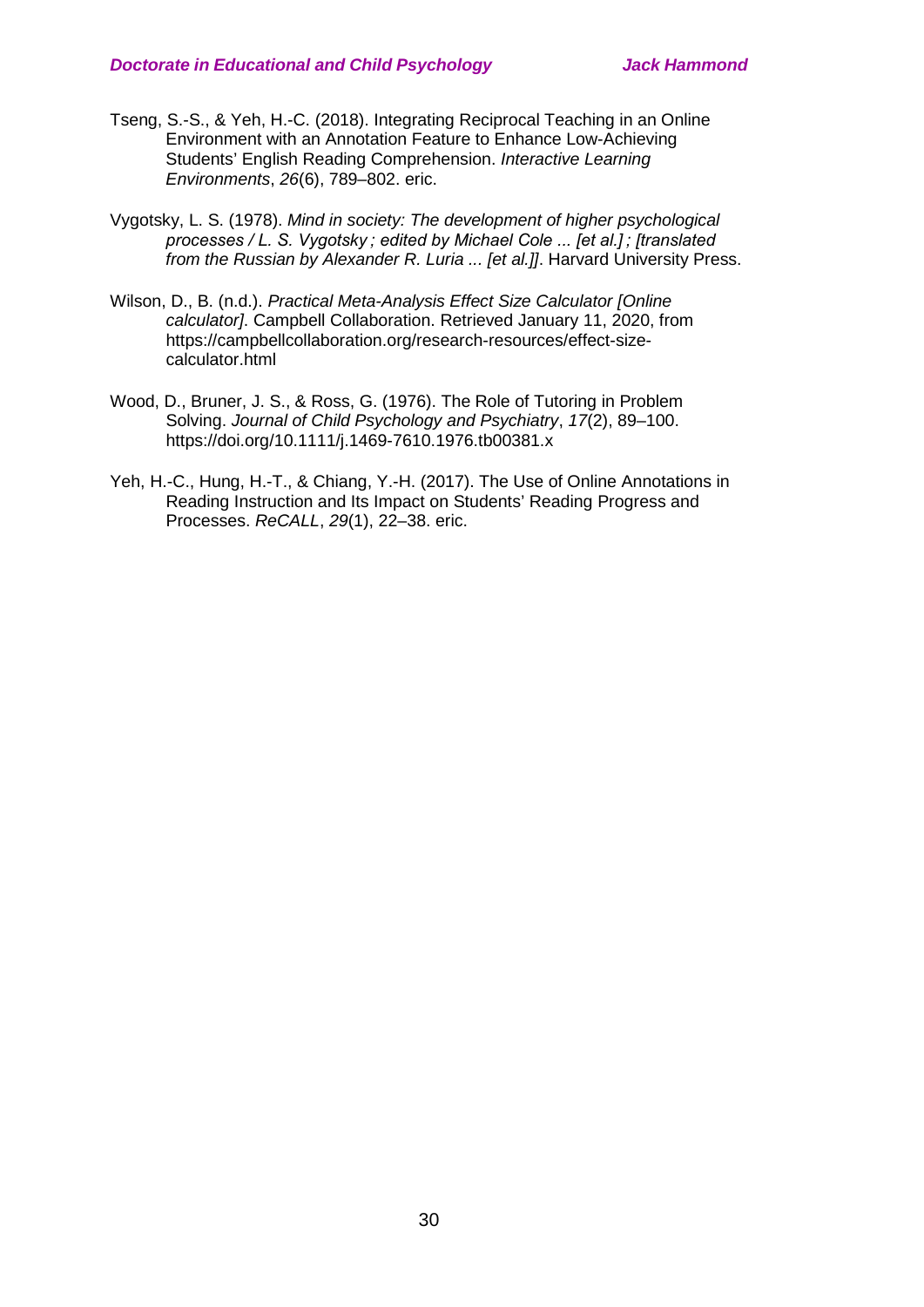Tseng, S.-S., & Yeh, H.-C. (2018). Integrating Reciprocal Teaching in an Online Environment with an Annotation Feature to Enhance Low-Achieving Students' English Reading Comprehension. *Interactive Learning Environments*, *26*(6), 789–802. eric.

Vygotsky, L. S. (1978). *Mind in society: The development of higher psychological processes / L. S. Vygotsky ; edited by Michael Cole ... [et al.] ; [translated from the Russian by Alexander R. Luria ... [et al.]]*. Harvard University Press.

Wilson, D., B. (n.d.). *Practical Meta-Analysis Effect Size Calculator [Online calculator]*. Campbell Collaboration. Retrieved January 11, 2020, from https://campbellcollaboration.org/research-resources/effect-size-calculator.html

Wood, D., Bruner, J. S., & Ross, G. (1976). The Role of Tutoring in Problem Solving. *Journal of Child Psychology and Psychiatry*, *17*(2), 89–100. https://doi.org/10.1111/j.1469-7610.1976.tb00381.x

Yeh, H.-C., Hung, H.-T., & Chiang, Y.-H. (2017). The Use of Online Annotations in Reading Instruction and Its Impact on Students' Reading Progress and Processes. *ReCALL*, *29*(1), 22–38. eric.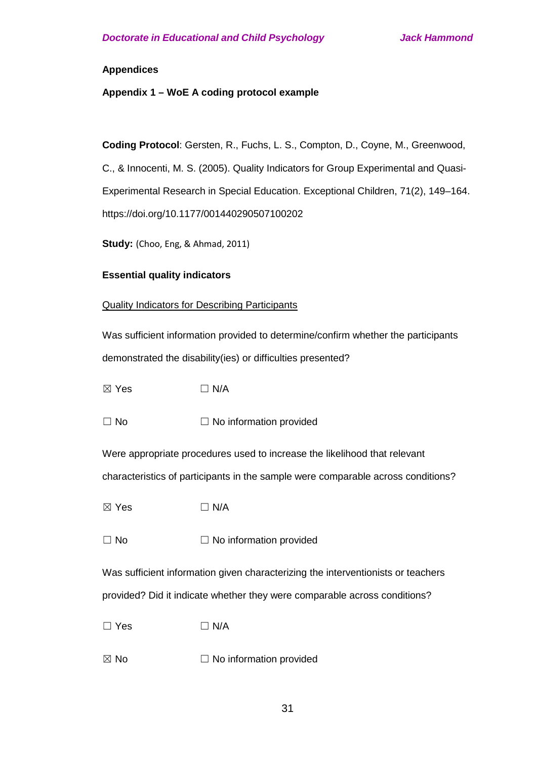**Appendices**

**Appendix 1 – WoE A coding protocol example**

**Coding Protocol**: Gersten, R., Fuchs, L. S., Compton, D., Coyne, M., Greenwood, C., & Innocenti, M. S. (2005). Quality Indicators for Group Experimental and Quasi-Experimental Research in Special Education. Exceptional Children, 71(2), 149–164. https://doi.org/10.1177/001440290507100202

**Study:** (Choo, Eng, & Ahmad, 2011)

**Essential quality indicators**

Quality Indicators for Describing Participants

Was sufficient information provided to determine/confirm whether the participants demonstrated the disability(ies) or difficulties presented?

☒ Yes ☐ N/A

☐ No ☐ No information provided

Were appropriate procedures used to increase the likelihood that relevant characteristics of participants in the sample were comparable across conditions?

☒ Yes ☐ N/A

☐ No ☐ No information provided

Was sufficient information given characterizing the interventionists or teachers provided? Did it indicate whether they were comparable across conditions?

☐ Yes ☐ N/A

☒ No ☐ No information provided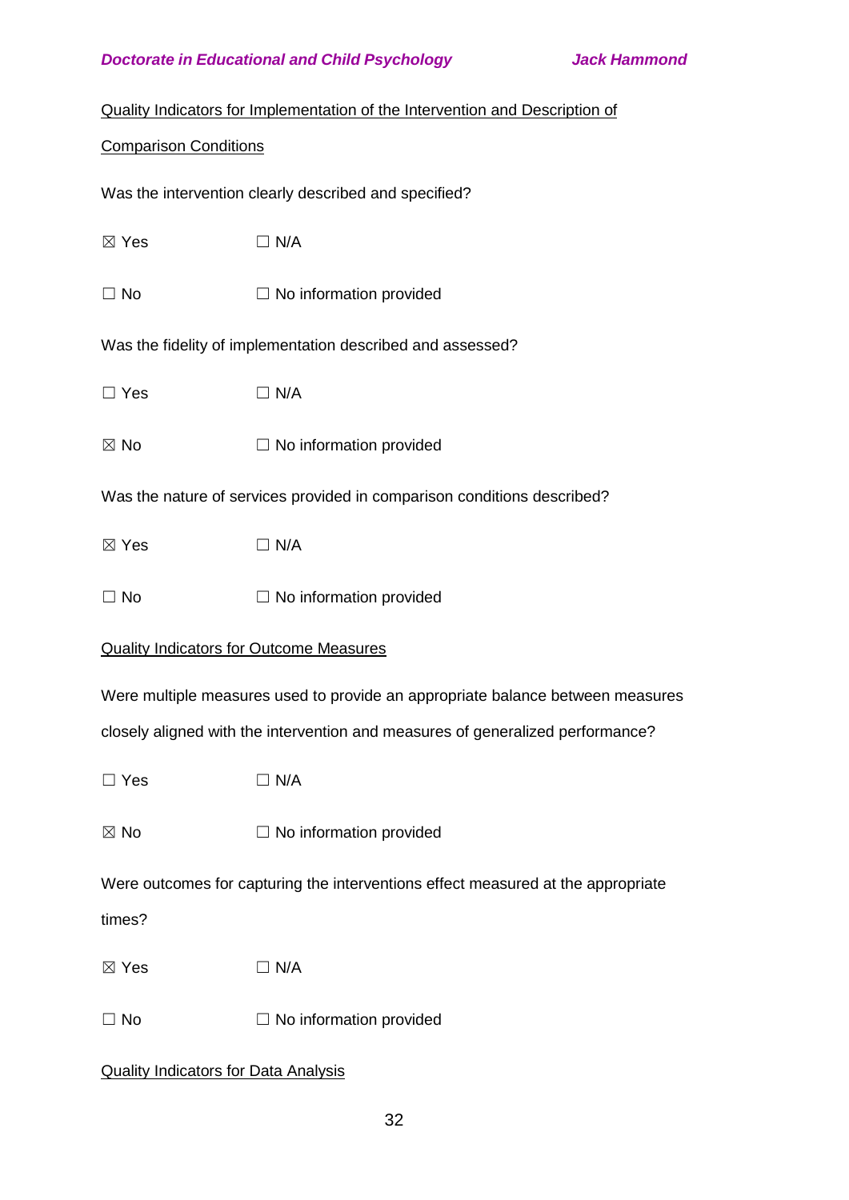Quality Indicators for Implementation of the Intervention and Description of Comparison Conditions

Was the intervention clearly described and specified?

☒ Yes ☐ N/A

☐ No ☐ No information provided

Was the fidelity of implementation described and assessed?

☐ Yes ☐ N/A

☒ No ☐ No information provided

Was the nature of services provided in comparison conditions described?

☒ Yes ☐ N/A

☐ No ☐ No information provided

Quality Indicators for Outcome Measures

Were multiple measures used to provide an appropriate balance between measures closely aligned with the intervention and measures of generalized performance?

☐ Yes ☐ N/A

☒ No ☐ No information provided

Were outcomes for capturing the interventions effect measured at the appropriate times?

☒ Yes ☐ N/A

☐ No ☐ No information provided

Quality Indicators for Data Analysis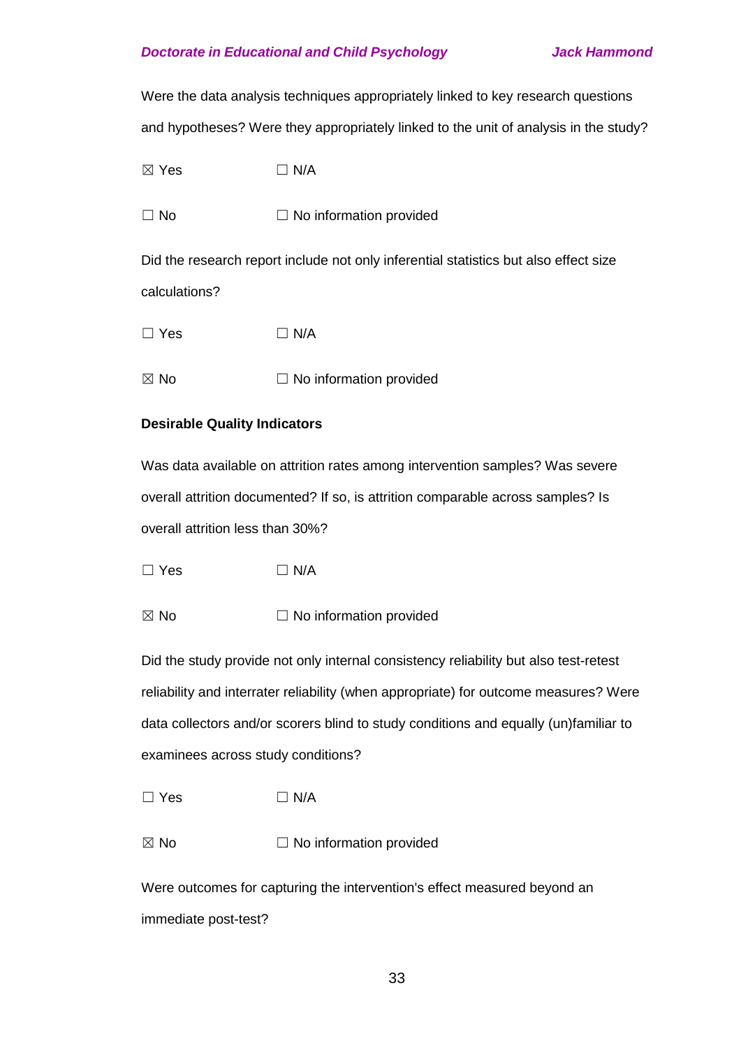Were the data analysis techniques appropriately linked to key research questions and hypotheses? Were they appropriately linked to the unit of analysis in the study?

☒ Yes ☐ N/A

☐ No ☐ No information provided

Did the research report include not only inferential statistics but also effect size calculations?

☐ Yes ☐ N/A

☒ No ☐ No information provided

**Desirable Quality Indicators**

Was data available on attrition rates among intervention samples? Was severe overall attrition documented? If so, is attrition comparable across samples? Is overall attrition less than 30%?

☐ Yes ☐ N/A

☒ No ☐ No information provided

Did the study provide not only internal consistency reliability but also test-retest reliability and interrater reliability (when appropriate) for outcome measures? Were data collectors and/or scorers blind to study conditions and equally (un)familiar to examinees across study conditions?

☐ Yes ☐ N/A

☒ No ☐ No information provided

Were outcomes for capturing the intervention's effect measured beyond an immediate post-test?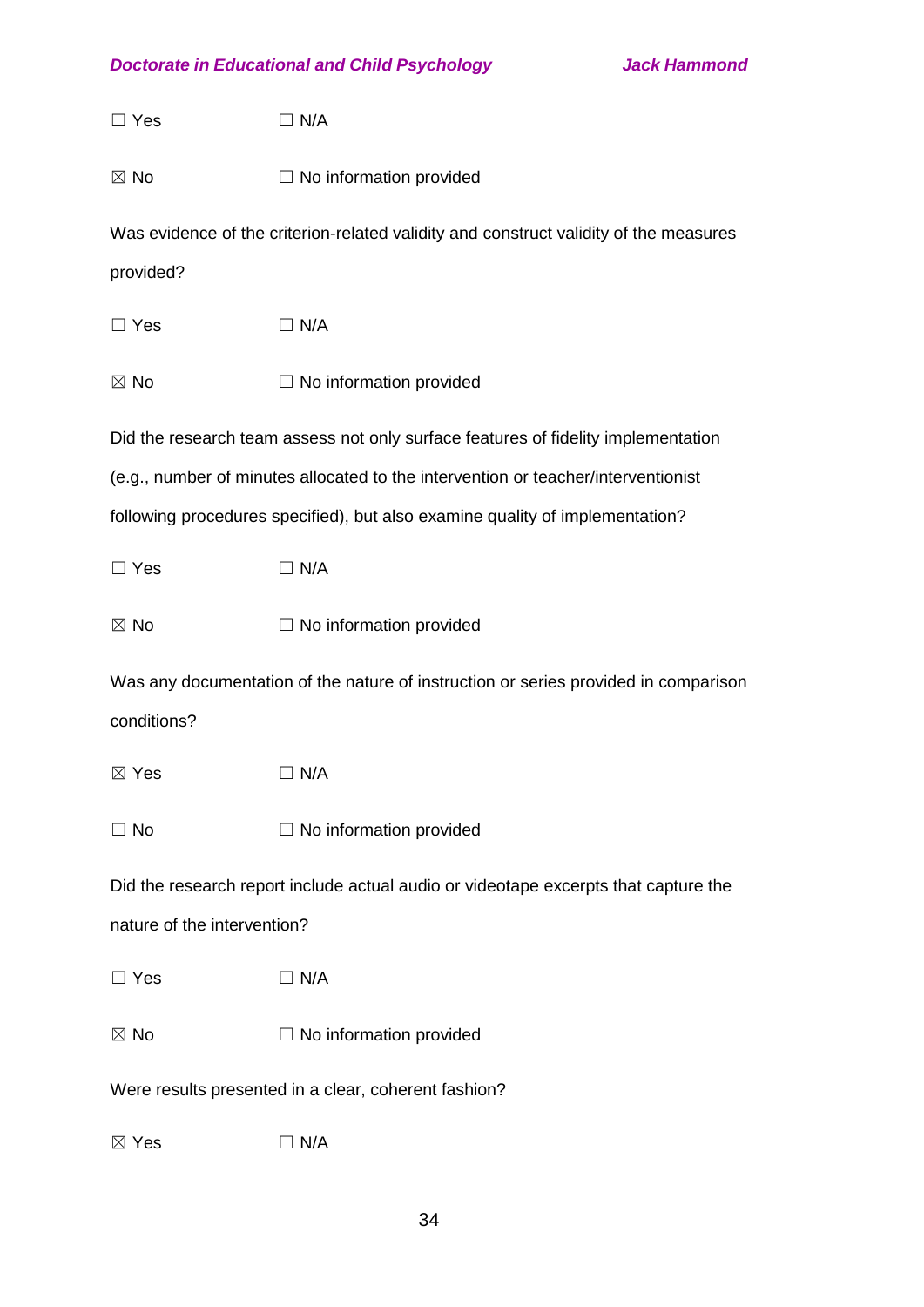☐ Yes ☐ N/A

☒ No ☐ No information provided

Was evidence of the criterion-related validity and construct validity of the measures provided?

☐ Yes ☐ N/A

☒ No ☐ No information provided

Did the research team assess not only surface features of fidelity implementation (e.g., number of minutes allocated to the intervention or teacher/interventionist following procedures specified), but also examine quality of implementation?

☐ Yes ☐ N/A

☒ No ☐ No information provided

Was any documentation of the nature of instruction or series provided in comparison conditions?

☒ Yes ☐ N/A

☐ No ☐ No information provided

Did the research report include actual audio or videotape excerpts that capture the nature of the intervention?

☐ Yes ☐ N/A

☒ No ☐ No information provided

Were results presented in a clear, coherent fashion?

☒ Yes ☐ N/A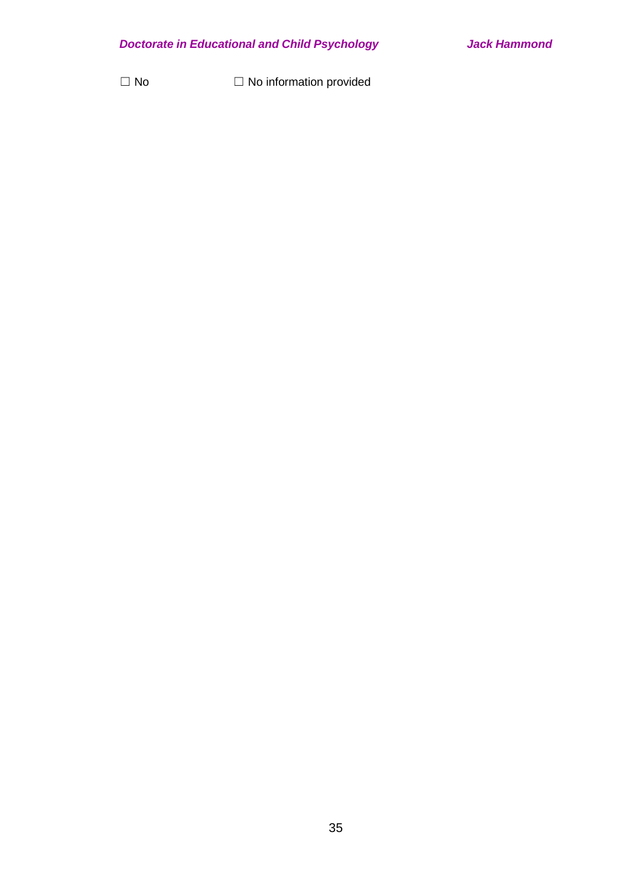☐ No ☐ No information provided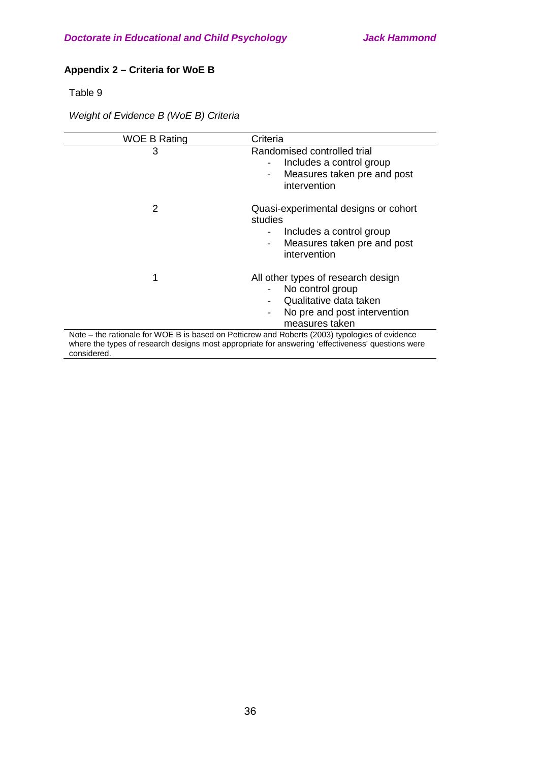## Appendix 2 – Criteria for WoE B

Table 9

*Weight of Evidence B (WoE B) Criteria*

| WOE B Rating | Criteria |
|---|---|
| 3 | Randomised controlled trial<br>- Includes a control group<br>- Measures taken pre and post intervention |
| 2 | Quasi-experimental designs or cohort studies<br>- Includes a control group<br>- Measures taken pre and post intervention |
| 1 | All other types of research design<br>- No control group<br>- Qualitative data taken<br>- No pre and post intervention measures taken |

Note – the rationale for WOE B is based on Petticrew and Roberts (2003) typologies of evidence where the types of research designs most appropriate for answering 'effectiveness' questions were considered.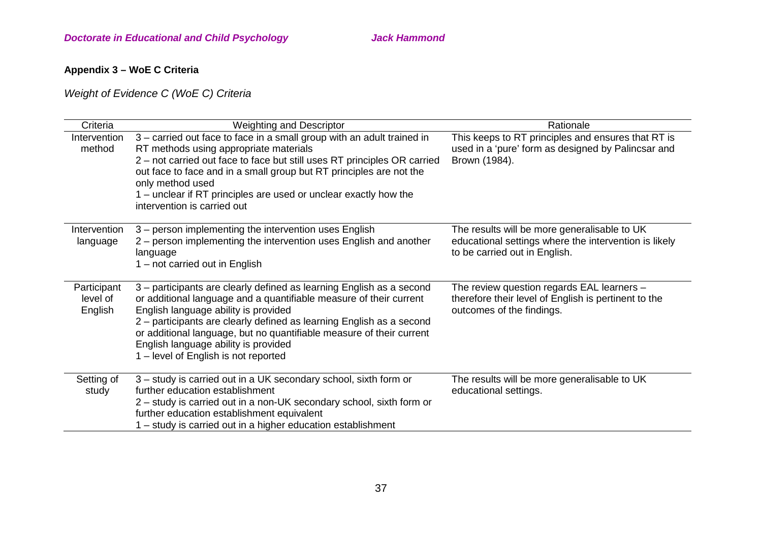**Appendix 3 – WoE C Criteria**

*Weight of Evidence C (WoE C) Criteria*

| Criteria | Weighting and Descriptor | Rationale |
|---|---|---|
| Intervention method | 3 – carried out face to face in a small group with an adult trained in RT methods using appropriate materials<br>2 – not carried out face to face but still uses RT principles OR carried out face to face and in a small group but RT principles are not the only method used<br>1 – unclear if RT principles are used or unclear exactly how the intervention is carried out | This keeps to RT principles and ensures that RT is used in a 'pure' form as designed by Palincsar and Brown (1984). |
| Intervention language | 3 – person implementing the intervention uses English<br>2 – person implementing the intervention uses English and another language<br>1 – not carried out in English | The results will be more generalisable to UK educational settings where the intervention is likely to be carried out in English. |
| Participant level of English | 3 – participants are clearly defined as learning English as a second or additional language and a quantifiable measure of their current English language ability is provided<br>2 – participants are clearly defined as learning English as a second or additional language, but no quantifiable measure of their current English language ability is provided<br>1 – level of English is not reported | The review question regards EAL learners – therefore their level of English is pertinent to the outcomes of the findings. |
| Setting of study | 3 – study is carried out in a UK secondary school, sixth form or further education establishment<br>2 – study is carried out in a non-UK secondary school, sixth form or further education establishment equivalent<br>1 – study is carried out in a higher education establishment | The results will be more generalisable to UK educational settings. |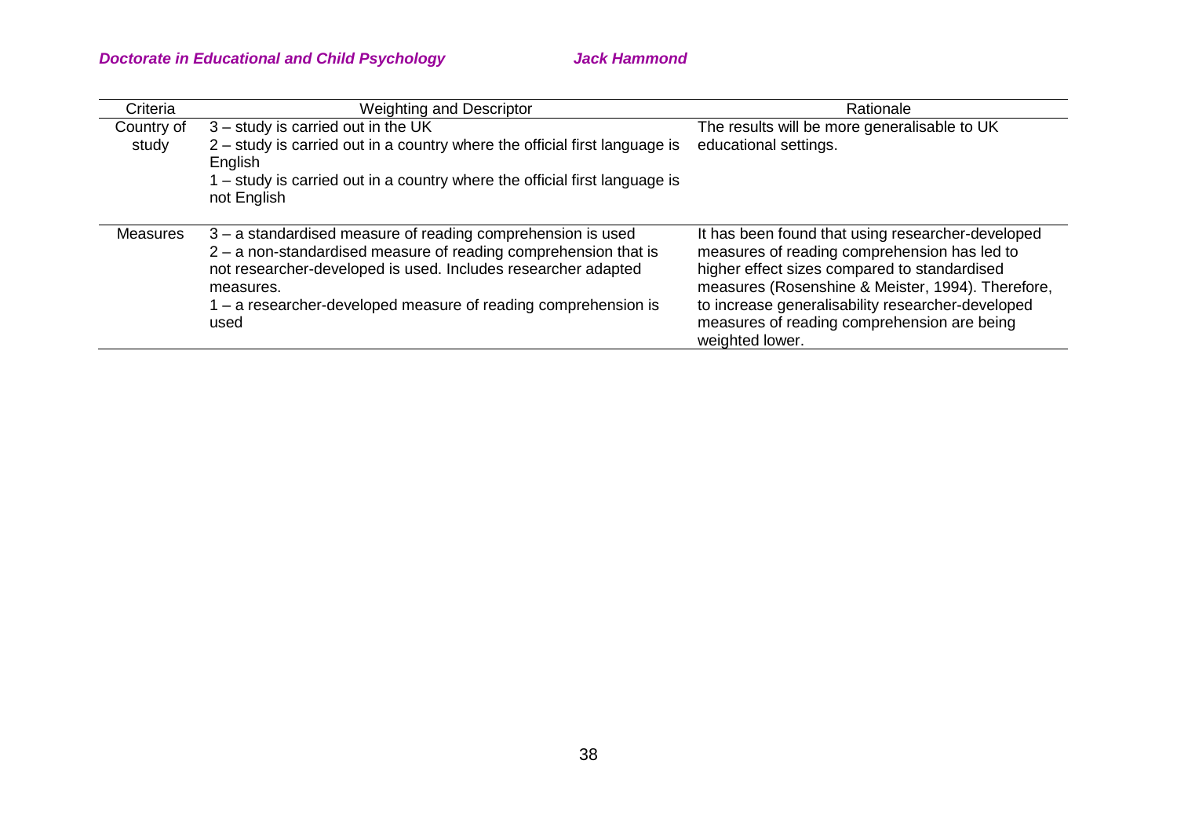| Criteria | Weighting and Descriptor | Rationale |
| --- | --- | --- |
| Country of study | 3 – study is carried out in the UK<br>2 – study is carried out in a country where the official first language is English<br>1 – study is carried out in a country where the official first language is not English | The results will be more generalisable to UK educational settings. |
| Measures | 3 – a standardised measure of reading comprehension is used<br>2 – a non-standardised measure of reading comprehension that is not researcher-developed is used. Includes researcher adapted measures.<br>1 – a researcher-developed measure of reading comprehension is used | It has been found that using researcher-developed measures of reading comprehension has led to higher effect sizes compared to standardised measures (Rosenshine & Meister, 1994). Therefore, to increase generalisability researcher-developed measures of reading comprehension are being weighted lower. |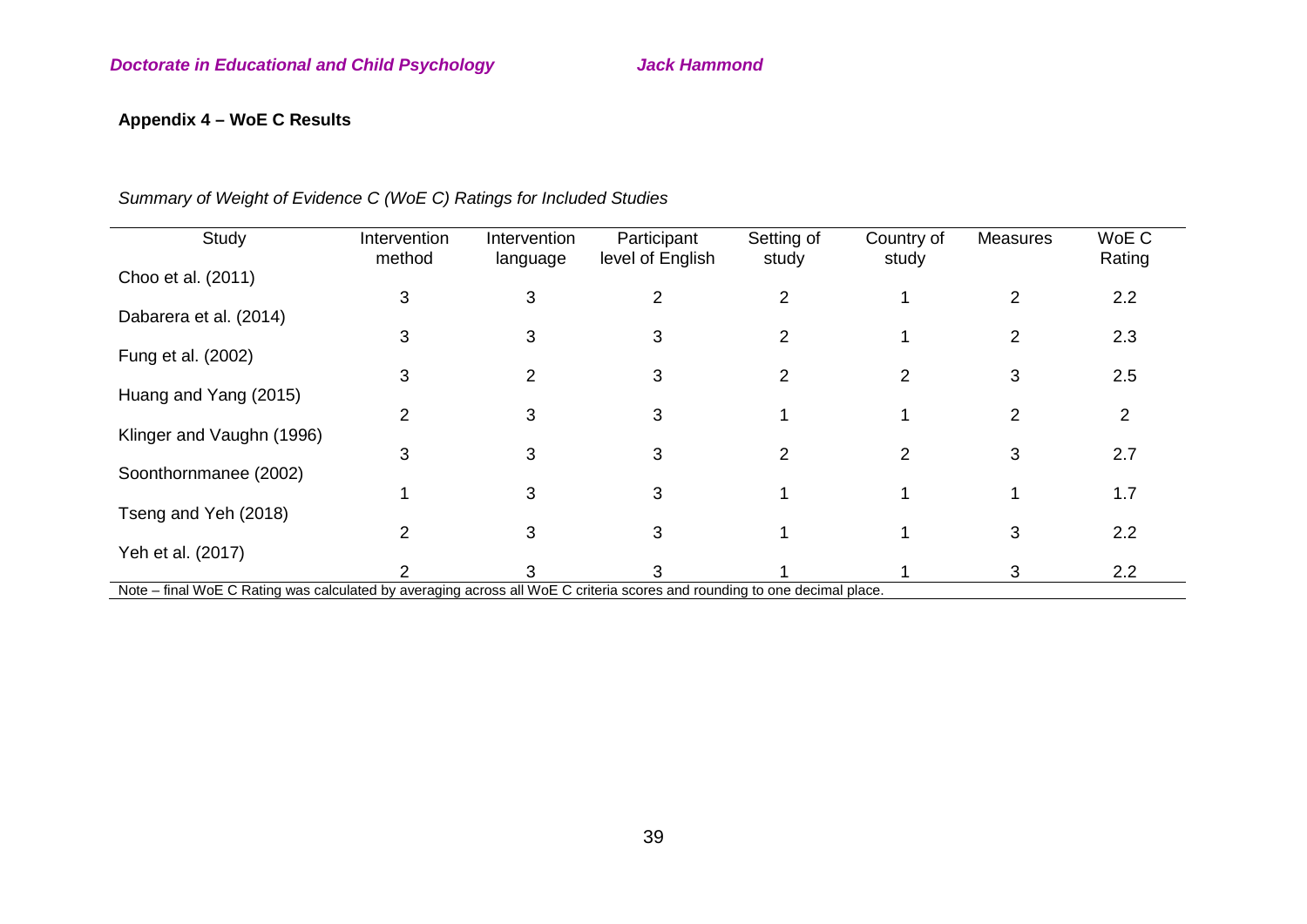**Appendix 4 – WoE C Results**

*Summary of Weight of Evidence C (WoE C) Ratings for Included Studies*

| Study | Intervention method | Intervention language | Participant level of English | Setting of study | Country of study | Measures | WoE C Rating |
|---|---|---|---|---|---|---|---|
| Choo et al. (2011) | 3 | 3 | 2 | 2 | 1 | 2 | 2.2 |
| Dabarera et al. (2014) | 3 | 3 | 3 | 2 | 1 | 2 | 2.3 |
| Fung et al. (2002) | 3 | 2 | 3 | 2 | 2 | 3 | 2.5 |
| Huang and Yang (2015) | 2 | 3 | 3 | 1 | 1 | 2 | 2 |
| Klinger and Vaughn (1996) | 3 | 3 | 3 | 2 | 2 | 3 | 2.7 |
| Soonthornmanee (2002) | 1 | 3 | 3 | 1 | 1 | 1 | 1.7 |
| Tseng and Yeh (2018) | 2 | 3 | 3 | 1 | 1 | 3 | 2.2 |
| Yeh et al. (2017) | 2 | 3 | 3 | 1 | 1 | 3 | 2.2 |

Note – final WoE C Rating was calculated by averaging across all WoE C criteria scores and rounding to one decimal place.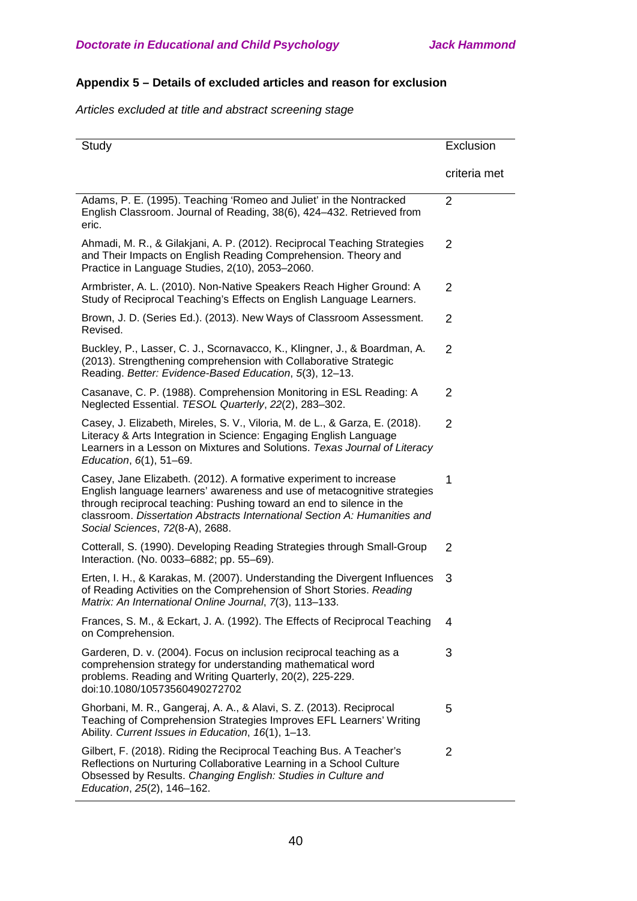## Appendix 5 – Details of excluded articles and reason for exclusion

*Articles excluded at title and abstract screening stage*

| Study | Exclusion criteria met |
|---|---|
| Adams, P. E. (1995). Teaching 'Romeo and Juliet' in the Nontracked English Classroom. Journal of Reading, 38(6), 424–432. Retrieved from eric. | 2 |
| Ahmadi, M. R., & Gilakjani, A. P. (2012). Reciprocal Teaching Strategies and Their Impacts on English Reading Comprehension. Theory and Practice in Language Studies, 2(10), 2053–2060. | 2 |
| Armbrister, A. L. (2010). Non-Native Speakers Reach Higher Ground: A Study of Reciprocal Teaching's Effects on English Language Learners. | 2 |
| Brown, J. D. (Series Ed.). (2013). New Ways of Classroom Assessment. Revised. | 2 |
| Buckley, P., Lasser, C. J., Scornavacco, K., Klingner, J., & Boardman, A. (2013). Strengthening comprehension with Collaborative Strategic Reading. *Better: Evidence-Based Education*, *5*(3), 12–13. | 2 |
| Casanave, C. P. (1988). Comprehension Monitoring in ESL Reading: A Neglected Essential. *TESOL Quarterly*, *22*(2), 283–302. | 2 |
| Casey, J. Elizabeth, Mireles, S. V., Viloria, M. de L., & Garza, E. (2018). Literacy & Arts Integration in Science: Engaging English Language Learners in a Lesson on Mixtures and Solutions. *Texas Journal of Literacy Education*, *6*(1), 51–69. | 2 |
| Casey, Jane Elizabeth. (2012). A formative experiment to increase English language learners' awareness and use of metacognitive strategies through reciprocal teaching: Pushing toward an end to silence in the classroom. *Dissertation Abstracts International Section A: Humanities and Social Sciences*, *72*(8-A), 2688. | 1 |
| Cotterall, S. (1990). Developing Reading Strategies through Small-Group Interaction. (No. 0033–6882; pp. 55–69). | 2 |
| Erten, I. H., & Karakas, M. (2007). Understanding the Divergent Influences of Reading Activities on the Comprehension of Short Stories. *Reading Matrix: An International Online Journal*, *7*(3), 113–133. | 3 |
| Frances, S. M., & Eckart, J. A. (1992). The Effects of Reciprocal Teaching on Comprehension. | 4 |
| Garderen, D. v. (2004). Focus on inclusion reciprocal teaching as a comprehension strategy for understanding mathematical word problems. Reading and Writing Quarterly, 20(2), 225-229. doi:10.1080/10573560490272702 | 3 |
| Ghorbani, M. R., Gangeraj, A. A., & Alavi, S. Z. (2013). Reciprocal Teaching of Comprehension Strategies Improves EFL Learners' Writing Ability. *Current Issues in Education*, *16*(1), 1–13. | 5 |
| Gilbert, F. (2018). Riding the Reciprocal Teaching Bus. A Teacher's Reflections on Nurturing Collaborative Learning in a School Culture Obsessed by Results. *Changing English: Studies in Culture and Education*, *25*(2), 146–162. | 2 |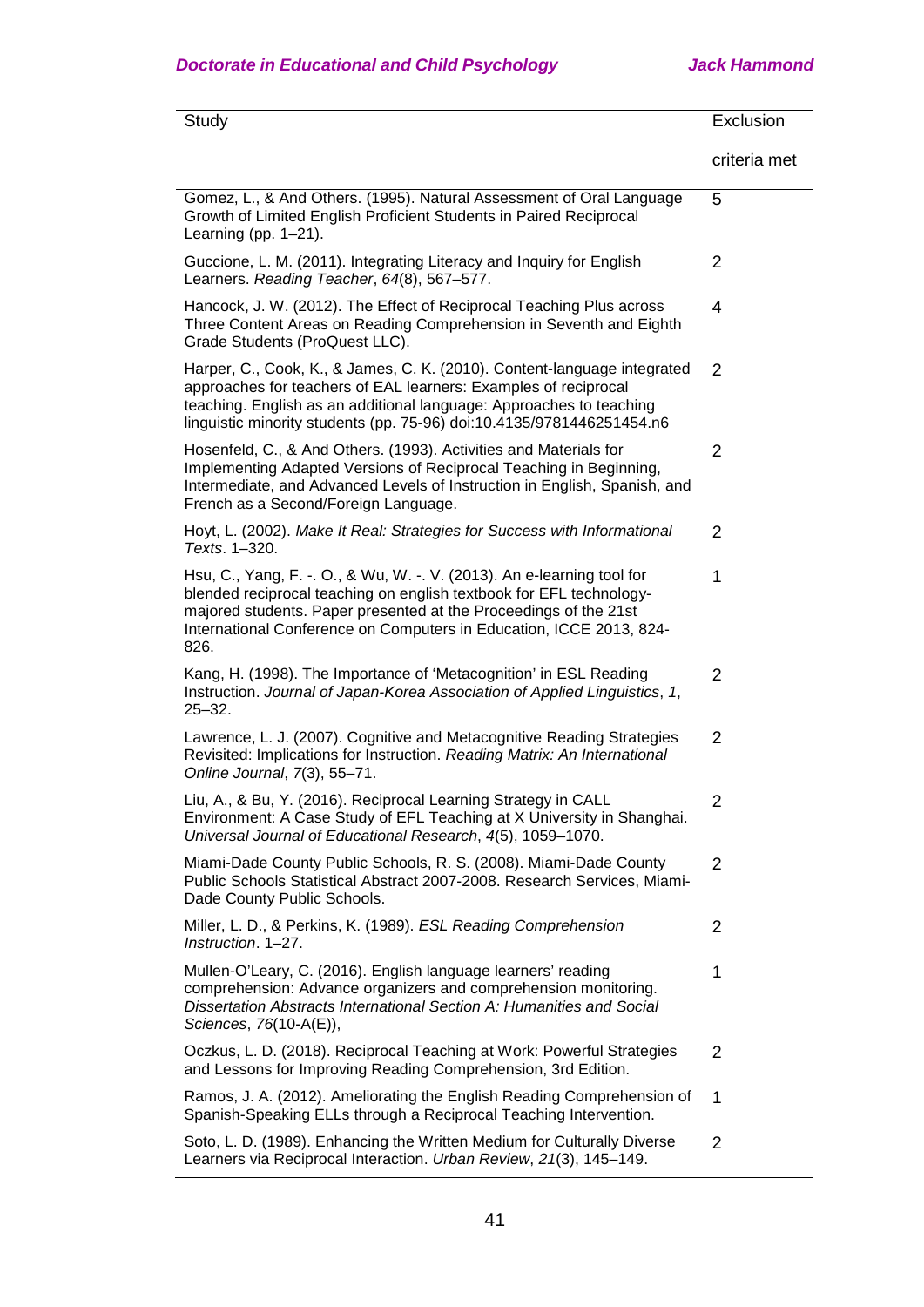| Study | Exclusion criteria met |
|---|---|
| Gomez, L., & And Others. (1995). Natural Assessment of Oral Language Growth of Limited English Proficient Students in Paired Reciprocal Learning (pp. 1–21). | 5 |
| Guccione, L. M. (2011). Integrating Literacy and Inquiry for English Learners. *Reading Teacher*, *64*(8), 567–577. | 2 |
| Hancock, J. W. (2012). The Effect of Reciprocal Teaching Plus across Three Content Areas on Reading Comprehension in Seventh and Eighth Grade Students (ProQuest LLC). | 4 |
| Harper, C., Cook, K., & James, C. K. (2010). Content-language integrated approaches for teachers of EAL learners: Examples of reciprocal teaching. English as an additional language: Approaches to teaching linguistic minority students (pp. 75-96) doi:10.4135/9781446251454.n6 | 2 |
| Hosenfeld, C., & And Others. (1993). Activities and Materials for Implementing Adapted Versions of Reciprocal Teaching in Beginning, Intermediate, and Advanced Levels of Instruction in English, Spanish, and French as a Second/Foreign Language. | 2 |
| Hoyt, L. (2002). *Make It Real: Strategies for Success with Informational Texts*. 1–320. | 2 |
| Hsu, C., Yang, F. -. O., & Wu, W. -. V. (2013). An e-learning tool for blended reciprocal teaching on english textbook for EFL technology-majored students. Paper presented at the Proceedings of the 21st International Conference on Computers in Education, ICCE 2013, 824-826. | 1 |
| Kang, H. (1998). The Importance of 'Metacognition' in ESL Reading Instruction. *Journal of Japan-Korea Association of Applied Linguistics*, *1*, 25–32. | 2 |
| Lawrence, L. J. (2007). Cognitive and Metacognitive Reading Strategies Revisited: Implications for Instruction. *Reading Matrix: An International Online Journal*, *7*(3), 55–71. | 2 |
| Liu, A., & Bu, Y. (2016). Reciprocal Learning Strategy in CALL Environment: A Case Study of EFL Teaching at X University in Shanghai. *Universal Journal of Educational Research*, *4*(5), 1059–1070. | 2 |
| Miami-Dade County Public Schools, R. S. (2008). Miami-Dade County Public Schools Statistical Abstract 2007-2008. Research Services, Miami-Dade County Public Schools. | 2 |
| Miller, L. D., & Perkins, K. (1989). *ESL Reading Comprehension Instruction*. 1–27. | 2 |
| Mullen-O'Leary, C. (2016). English language learners' reading comprehension: Advance organizers and comprehension monitoring. *Dissertation Abstracts International Section A: Humanities and Social Sciences*, *76*(10-A(E)), | 1 |
| Oczkus, L. D. (2018). Reciprocal Teaching at Work: Powerful Strategies and Lessons for Improving Reading Comprehension, 3rd Edition. | 2 |
| Ramos, J. A. (2012). Ameliorating the English Reading Comprehension of Spanish-Speaking ELLs through a Reciprocal Teaching Intervention. | 1 |
| Soto, L. D. (1989). Enhancing the Written Medium for Culturally Diverse Learners via Reciprocal Interaction. *Urban Review*, *21*(3), 145–149. | 2 |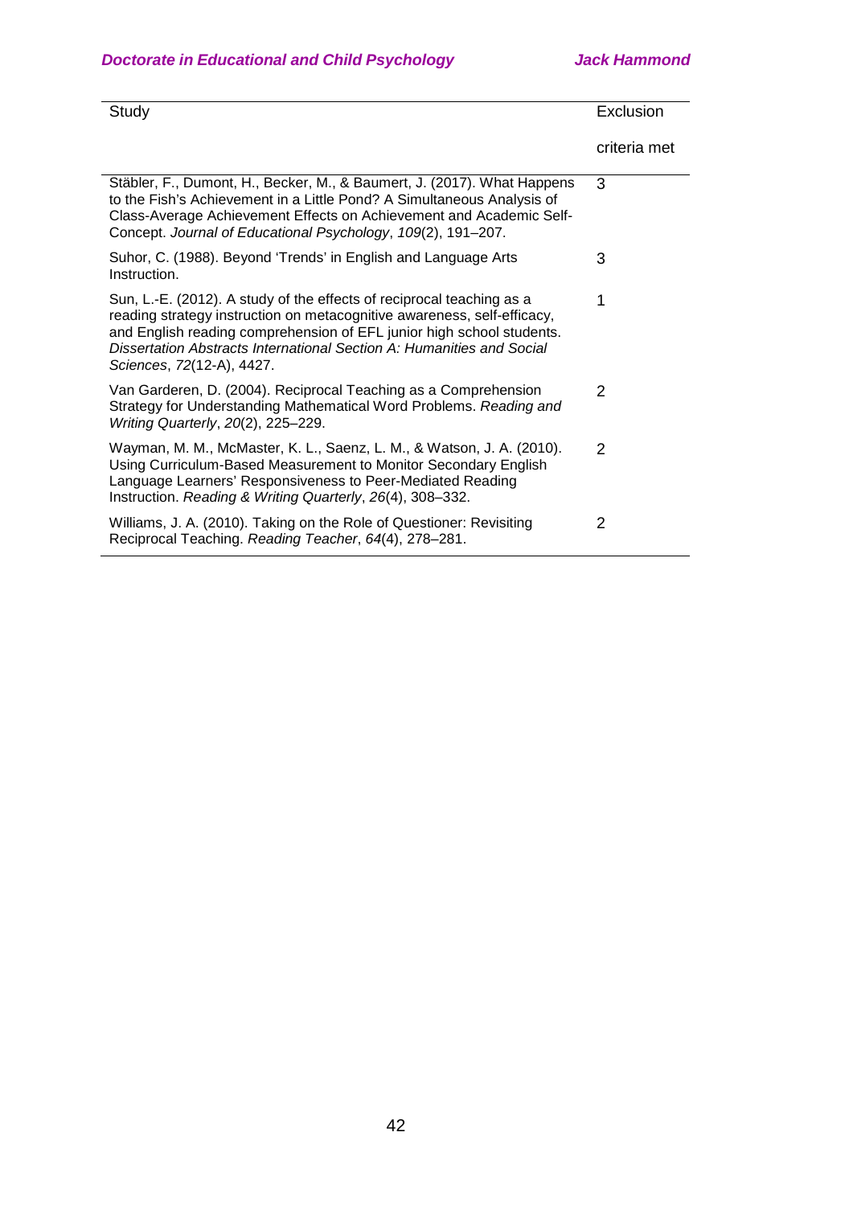| Study | Exclusion criteria met |
|---|---|
| Stäbler, F., Dumont, H., Becker, M., & Baumert, J. (2017). What Happens to the Fish's Achievement in a Little Pond? A Simultaneous Analysis of Class-Average Achievement Effects on Achievement and Academic Self-Concept. *Journal of Educational Psychology*, *109*(2), 191–207. | 3 |
| Suhor, C. (1988). Beyond 'Trends' in English and Language Arts Instruction. | 3 |
| Sun, L.-E. (2012). A study of the effects of reciprocal teaching as a reading strategy instruction on metacognitive awareness, self-efficacy, and English reading comprehension of EFL junior high school students. *Dissertation Abstracts International Section A: Humanities and Social Sciences*, *72*(12-A), 4427. | 1 |
| Van Garderen, D. (2004). Reciprocal Teaching as a Comprehension Strategy for Understanding Mathematical Word Problems. *Reading and Writing Quarterly*, *20*(2), 225–229. | 2 |
| Wayman, M. M., McMaster, K. L., Saenz, L. M., & Watson, J. A. (2010). Using Curriculum-Based Measurement to Monitor Secondary English Language Learners' Responsiveness to Peer-Mediated Reading Instruction. *Reading & Writing Quarterly*, *26*(4), 308–332. | 2 |
| Williams, J. A. (2010). Taking on the Role of Questioner: Revisiting Reciprocal Teaching. *Reading Teacher*, *64*(4), 278–281. | 2 |